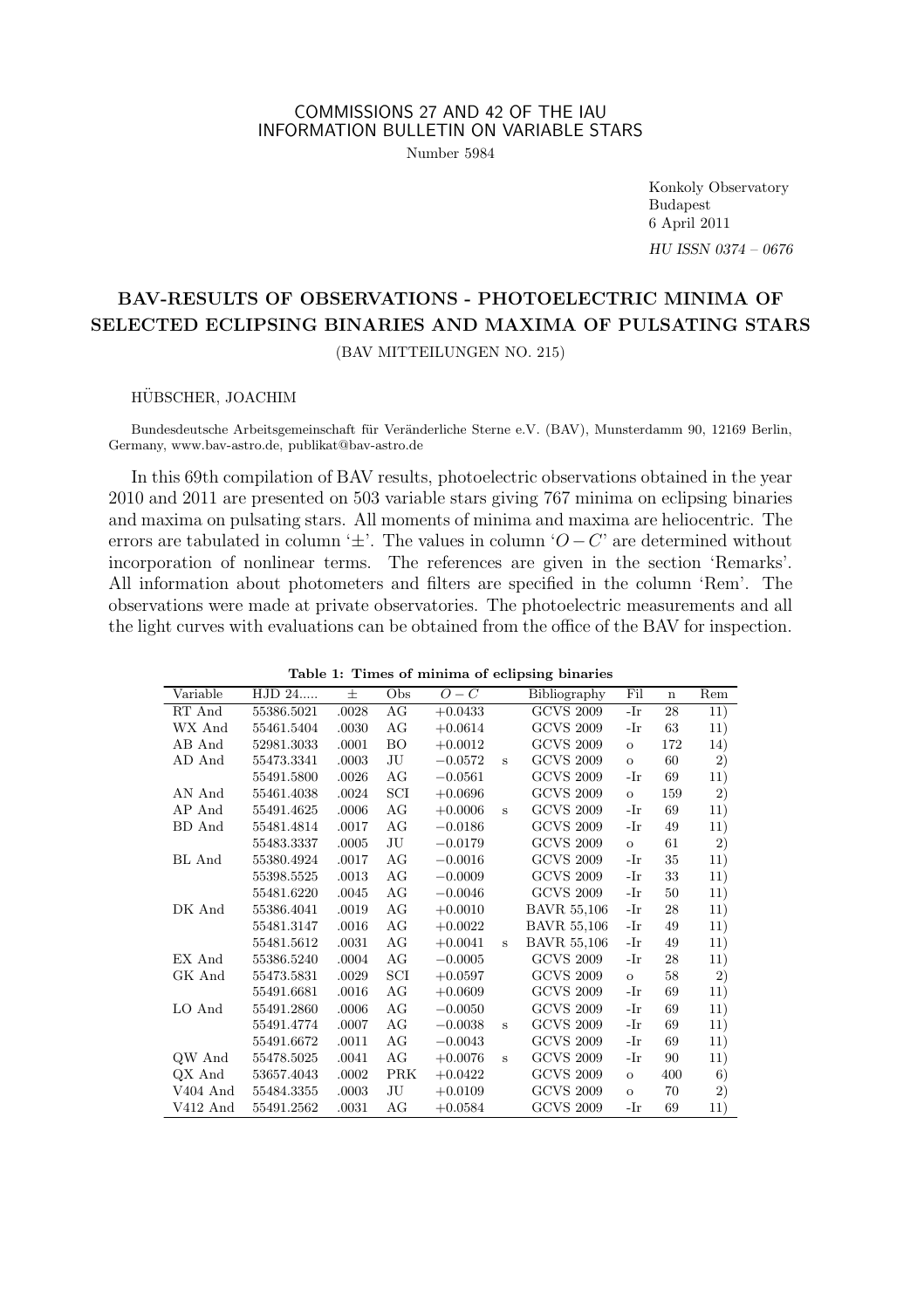COMMISSIONS 27 AND 42 OF THE IAU
INFORMATION BULLETIN ON VARIABLE STARS

Number 5984

Konkoly Observatory
Budapest
6 April 2011

*HU ISSN 0374 – 0676*

# BAV-RESULTS OF OBSERVATIONS - PHOTOELECTRIC MINIMA OF SELECTED ECLIPSING BINARIES AND MAXIMA OF PULSATING STARS

(BAV MITTEILUNGEN NO. 215)

HÜBSCHER, JOACHIM

Bundesdeutsche Arbeitsgemeinschaft für Veränderliche Sterne e.V. (BAV), Munsterdamm 90, 12169 Berlin, Germany, www.bav-astro.de, publikat@bav-astro.de

In this 69th compilation of BAV results, photoelectric observations obtained in the year 2010 and 2011 are presented on 503 variable stars giving 767 minima on eclipsing binaries and maxima on pulsating stars. All moments of minima and maxima are heliocentric. The errors are tabulated in column '±'. The values in column '$O-C$' are determined without incorporation of nonlinear terms. The references are given in the section 'Remarks'. All information about photometers and filters are specified in the column 'Rem'. The observations were made at private observatories. The photoelectric measurements and all the light curves with evaluations can be obtained from the office of the BAV for inspection.

**Table 1: Times of minima of eclipsing binaries**

| Variable | HJD 24..... | ± | Obs | $O-C$ | | Bibliography | Fil | n | Rem |
|---|---|---|---|---|---|---|---|---|---|
| RT And | 55386.5021 | .0028 | AG | +0.0433 | | GCVS 2009 | -Ir | 28 | 11) |
| WX And | 55461.5404 | .0030 | AG | +0.0614 | | GCVS 2009 | -Ir | 63 | 11) |
| AB And | 52981.3033 | .0001 | BO | +0.0012 | | GCVS 2009 | o | 172 | 14) |
| AD And | 55473.3341 | .0003 | JU | −0.0572 | s | GCVS 2009 | o | 60 | 2) |
| | 55491.5800 | .0026 | AG | −0.0561 | | GCVS 2009 | -Ir | 69 | 11) |
| AN And | 55461.4038 | .0024 | SCI | +0.0696 | | GCVS 2009 | o | 159 | 2) |
| AP And | 55491.4625 | .0006 | AG | +0.0006 | s | GCVS 2009 | -Ir | 69 | 11) |
| BD And | 55481.4814 | .0017 | AG | −0.0186 | | GCVS 2009 | -Ir | 49 | 11) |
| | 55483.3337 | .0005 | JU | −0.0179 | | GCVS 2009 | o | 61 | 2) |
| BL And | 55380.4924 | .0017 | AG | −0.0016 | | GCVS 2009 | -Ir | 35 | 11) |
| | 55398.5525 | .0013 | AG | −0.0009 | | GCVS 2009 | -Ir | 33 | 11) |
| | 55481.6220 | .0045 | AG | −0.0046 | | GCVS 2009 | -Ir | 50 | 11) |
| DK And | 55386.4041 | .0019 | AG | +0.0010 | | BAVR 55,106 | -Ir | 28 | 11) |
| | 55481.3147 | .0016 | AG | +0.0022 | | BAVR 55,106 | -Ir | 49 | 11) |
| | 55481.5612 | .0031 | AG | +0.0041 | s | BAVR 55,106 | -Ir | 49 | 11) |
| EX And | 55386.5240 | .0004 | AG | −0.0005 | | GCVS 2009 | -Ir | 28 | 11) |
| GK And | 55473.5831 | .0029 | SCI | +0.0597 | | GCVS 2009 | o | 58 | 2) |
| | 55491.6681 | .0016 | AG | +0.0609 | | GCVS 2009 | -Ir | 69 | 11) |
| LO And | 55491.2860 | .0006 | AG | −0.0050 | | GCVS 2009 | -Ir | 69 | 11) |
| | 55491.4774 | .0007 | AG | −0.0038 | s | GCVS 2009 | -Ir | 69 | 11) |
| | 55491.6672 | .0011 | AG | −0.0043 | | GCVS 2009 | -Ir | 69 | 11) |
| QW And | 55478.5025 | .0041 | AG | +0.0076 | s | GCVS 2009 | -Ir | 90 | 11) |
| QX And | 53657.4043 | .0002 | PRK | +0.0422 | | GCVS 2009 | o | 400 | 6) |
| V404 And | 55484.3355 | .0003 | JU | +0.0109 | | GCVS 2009 | o | 70 | 2) |
| V412 And | 55491.2562 | .0031 | AG | +0.0584 | | GCVS 2009 | -Ir | 69 | 11) |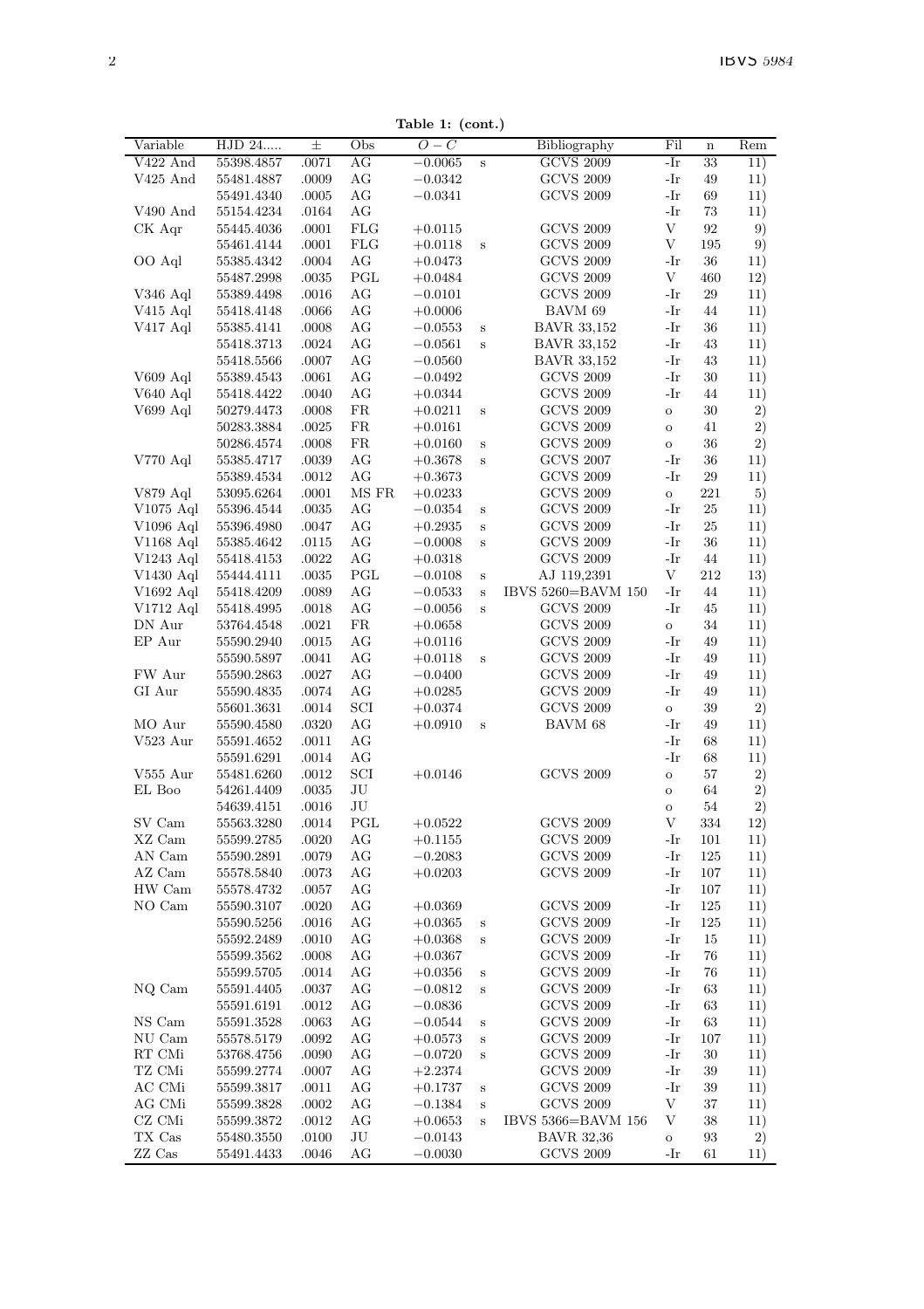**Table 1: (cont.)**

| Variable | HJD 24..... | ± | Obs | $O-C$ | | Bibliography | Fil | n | Rem |
|---|---|---|---|---|---|---|---|---|---|
| V422 And | 55398.4857 | .0071 | AG | −0.0065 | s | GCVS 2009 | -Ir | 33 | 11) |
| V425 And | 55481.4887 | .0009 | AG | −0.0342 | | GCVS 2009 | -Ir | 49 | 11) |
| | 55491.4340 | .0005 | AG | −0.0341 | | GCVS 2009 | -Ir | 69 | 11) |
| V490 And | 55154.4234 | .0164 | AG | | | | -Ir | 73 | 11) |
| CK Aqr | 55445.4036 | .0001 | FLG | +0.0115 | | GCVS 2009 | V | 92 | 9) |
| | 55461.4144 | .0001 | FLG | +0.0118 | s | GCVS 2009 | V | 195 | 9) |
| OO Aql | 55385.4342 | .0004 | AG | +0.0473 | | GCVS 2009 | -Ir | 36 | 11) |
| | 55487.2998 | .0035 | PGL | +0.0484 | | GCVS 2009 | V | 460 | 12) |
| V346 Aql | 55389.4498 | .0016 | AG | −0.0101 | | GCVS 2009 | -Ir | 29 | 11) |
| V415 Aql | 55418.4148 | .0066 | AG | +0.0006 | | BAVM 69 | -Ir | 44 | 11) |
| V417 Aql | 55385.4141 | .0008 | AG | −0.0553 | s | BAVR 33,152 | -Ir | 36 | 11) |
| | 55418.3713 | .0024 | AG | −0.0561 | s | BAVR 33,152 | -Ir | 43 | 11) |
| | 55418.5566 | .0007 | AG | −0.0560 | | BAVR 33,152 | -Ir | 43 | 11) |
| V609 Aql | 55389.4543 | .0061 | AG | −0.0492 | | GCVS 2009 | -Ir | 30 | 11) |
| V640 Aql | 55418.4422 | .0040 | AG | +0.0344 | | GCVS 2009 | -Ir | 44 | 11) |
| V699 Aql | 50279.4473 | .0008 | FR | +0.0211 | s | GCVS 2009 | o | 30 | 2) |
| | 50283.3884 | .0025 | FR | +0.0161 | | GCVS 2009 | o | 41 | 2) |
| | 50286.4574 | .0008 | FR | +0.0160 | s | GCVS 2009 | o | 36 | 2) |
| V770 Aql | 55385.4717 | .0039 | AG | +0.3678 | s | GCVS 2007 | -Ir | 36 | 11) |
| | 55389.4534 | .0012 | AG | +0.3673 | | GCVS 2009 | -Ir | 29 | 11) |
| V879 Aql | 53095.6264 | .0001 | MS FR | +0.0233 | | GCVS 2009 | o | 221 | 5) |
| V1075 Aql | 55396.4544 | .0035 | AG | −0.0354 | s | GCVS 2009 | -Ir | 25 | 11) |
| V1096 Aql | 55396.4980 | .0047 | AG | +0.2935 | s | GCVS 2009 | -Ir | 25 | 11) |
| V1168 Aql | 55385.4642 | .0115 | AG | −0.0008 | s | GCVS 2009 | -Ir | 36 | 11) |
| V1243 Aql | 55418.4153 | .0022 | AG | +0.0318 | | GCVS 2009 | -Ir | 44 | 11) |
| V1430 Aql | 55444.4111 | .0035 | PGL | −0.0108 | s | AJ 119,2391 | V | 212 | 13) |
| V1692 Aql | 55418.4209 | .0089 | AG | −0.0533 | s | IBVS 5260=BAVM 150 | -Ir | 44 | 11) |
| V1712 Aql | 55418.4995 | .0018 | AG | −0.0056 | s | GCVS 2009 | -Ir | 45 | 11) |
| DN Aur | 53764.4548 | .0021 | FR | +0.0658 | | GCVS 2009 | o | 34 | 11) |
| EP Aur | 55590.2940 | .0015 | AG | +0.0116 | | GCVS 2009 | -Ir | 49 | 11) |
| | 55590.5897 | .0041 | AG | +0.0118 | s | GCVS 2009 | -Ir | 49 | 11) |
| FW Aur | 55590.2863 | .0027 | AG | −0.0400 | | GCVS 2009 | -Ir | 49 | 11) |
| GI Aur | 55590.4835 | .0074 | AG | +0.0285 | | GCVS 2009 | -Ir | 49 | 11) |
| | 55601.3631 | .0014 | SCI | +0.0374 | | GCVS 2009 | o | 39 | 2) |
| MO Aur | 55590.4580 | .0320 | AG | +0.0910 | s | BAVM 68 | -Ir | 49 | 11) |
| V523 Aur | 55591.4652 | .0011 | AG | | | | -Ir | 68 | 11) |
| | 55591.6291 | .0014 | AG | | | | -Ir | 68 | 11) |
| V555 Aur | 55481.6260 | .0012 | SCI | +0.0146 | | GCVS 2009 | o | 57 | 2) |
| EL Boo | 54261.4409 | .0035 | JU | | | | o | 64 | 2) |
| | 54639.4151 | .0016 | JU | | | | o | 54 | 2) |
| SV Cam | 55563.3280 | .0014 | PGL | +0.0522 | | GCVS 2009 | V | 334 | 12) |
| XZ Cam | 55599.2785 | .0020 | AG | +0.1155 | | GCVS 2009 | -Ir | 101 | 11) |
| AN Cam | 55590.2891 | .0079 | AG | −0.2083 | | GCVS 2009 | -Ir | 125 | 11) |
| AZ Cam | 55578.5840 | .0073 | AG | +0.0203 | | GCVS 2009 | -Ir | 107 | 11) |
| HW Cam | 55578.4732 | .0057 | AG | | | | -Ir | 107 | 11) |
| NO Cam | 55590.3107 | .0020 | AG | +0.0369 | | GCVS 2009 | -Ir | 125 | 11) |
| | 55590.5256 | .0016 | AG | +0.0365 | s | GCVS 2009 | -Ir | 125 | 11) |
| | 55592.2489 | .0010 | AG | +0.0368 | s | GCVS 2009 | -Ir | 15 | 11) |
| | 55599.3562 | .0008 | AG | +0.0367 | | GCVS 2009 | -Ir | 76 | 11) |
| | 55599.5705 | .0014 | AG | +0.0356 | s | GCVS 2009 | -Ir | 76 | 11) |
| NQ Cam | 55591.4405 | .0037 | AG | −0.0812 | s | GCVS 2009 | -Ir | 63 | 11) |
| | 55591.6191 | .0012 | AG | −0.0836 | | GCVS 2009 | -Ir | 63 | 11) |
| NS Cam | 55591.3528 | .0063 | AG | −0.0544 | s | GCVS 2009 | -Ir | 63 | 11) |
| NU Cam | 55578.5179 | .0092 | AG | +0.0573 | s | GCVS 2009 | -Ir | 107 | 11) |
| RT CMi | 53768.4756 | .0090 | AG | −0.0720 | s | GCVS 2009 | -Ir | 30 | 11) |
| TZ CMi | 55599.2774 | .0007 | AG | +2.2374 | | GCVS 2009 | -Ir | 39 | 11) |
| AC CMi | 55599.3817 | .0011 | AG | +0.1737 | s | GCVS 2009 | -Ir | 39 | 11) |
| AG CMi | 55599.3828 | .0002 | AG | −0.1384 | s | GCVS 2009 | V | 37 | 11) |
| CZ CMi | 55599.3872 | .0012 | AG | +0.0653 | s | IBVS 5366=BAVM 156 | V | 38 | 11) |
| TX Cas | 55480.3550 | .0100 | JU | −0.0143 | | BAVR 32,36 | o | 93 | 2) |
| ZZ Cas | 55491.4433 | .0046 | AG | −0.0030 | | GCVS 2009 | -Ir | 61 | 11) |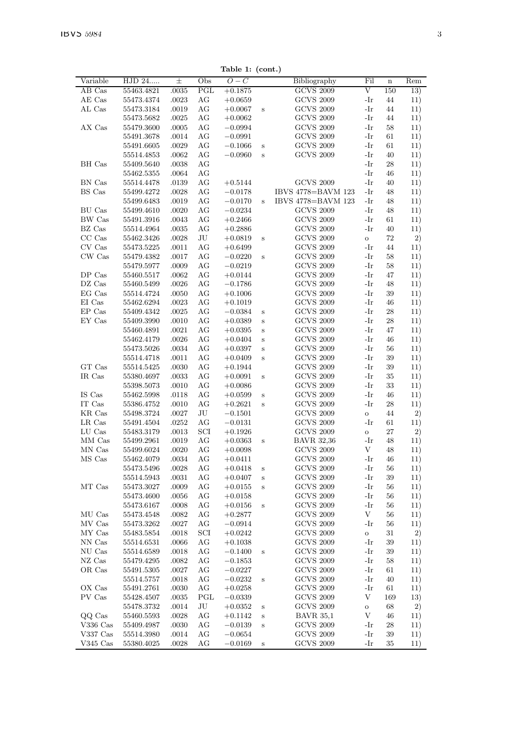**Table 1: (cont.)**

| Variable | HJD 24..... | ± | Obs | $O-C$ | | Bibliography | Fil | n | Rem |
|---|---|---|---|---|---|---|---|---|---|
| AB Cas | 55463.4821 | .0035 | PGL | +0.1875 | | GCVS 2009 | V | 150 | 13) |
| AE Cas | 55473.4374 | .0023 | AG | +0.0659 | | GCVS 2009 | -Ir | 44 | 11) |
| AL Cas | 55473.3184 | .0019 | AG | +0.0067 | s | GCVS 2009 | -Ir | 44 | 11) |
| | 55473.5682 | .0025 | AG | +0.0062 | | GCVS 2009 | -Ir | 44 | 11) |
| AX Cas | 55479.3600 | .0005 | AG | −0.0994 | | GCVS 2009 | -Ir | 58 | 11) |
| | 55491.3678 | .0014 | AG | −0.0991 | | GCVS 2009 | -Ir | 61 | 11) |
| | 55491.6605 | .0029 | AG | −0.1066 | s | GCVS 2009 | -Ir | 61 | 11) |
| | 55514.4853 | .0062 | AG | −0.0960 | s | GCVS 2009 | -Ir | 40 | 11) |
| BH Cas | 55409.5640 | .0038 | AG | | | | -Ir | 28 | 11) |
| | 55462.5355 | .0064 | AG | | | | -Ir | 46 | 11) |
| BN Cas | 55514.4478 | .0139 | AG | +0.5144 | | GCVS 2009 | -Ir | 40 | 11) |
| BS Cas | 55499.4272 | .0028 | AG | −0.0178 | | IBVS 4778=BAVM 123 | -Ir | 48 | 11) |
| | 55499.6483 | .0019 | AG | −0.0170 | s | IBVS 4778=BAVM 123 | -Ir | 48 | 11) |
| BU Cas | 55499.4610 | .0020 | AG | −0.0234 | | GCVS 2009 | -Ir | 48 | 11) |
| BW Cas | 55491.3916 | .0043 | AG | +0.2466 | | GCVS 2009 | -Ir | 61 | 11) |
| BZ Cas | 55514.4964 | .0035 | AG | +0.2886 | | GCVS 2009 | -Ir | 40 | 11) |
| CC Cas | 55462.3426 | .0028 | JU | +0.0819 | s | GCVS 2009 | o | 72 | 2) |
| CV Cas | 55473.5225 | .0011 | AG | +0.6499 | | GCVS 2009 | -Ir | 44 | 11) |
| CW Cas | 55479.4382 | .0017 | AG | −0.0220 | s | GCVS 2009 | -Ir | 58 | 11) |
| | 55479.5977 | .0009 | AG | −0.0219 | | GCVS 2009 | -Ir | 58 | 11) |
| DP Cas | 55460.5517 | .0062 | AG | +0.0144 | | GCVS 2009 | -Ir | 47 | 11) |
| DZ Cas | 55460.5499 | .0026 | AG | −0.1786 | | GCVS 2009 | -Ir | 48 | 11) |
| EG Cas | 55514.4724 | .0050 | AG | +0.1006 | | GCVS 2009 | -Ir | 39 | 11) |
| EI Cas | 55462.6294 | .0023 | AG | +0.1019 | | GCVS 2009 | -Ir | 46 | 11) |
| EP Cas | 55409.4342 | .0025 | AG | −0.0384 | s | GCVS 2009 | -Ir | 28 | 11) |
| EY Cas | 55409.3990 | .0010 | AG | +0.0389 | s | GCVS 2009 | -Ir | 28 | 11) |
| | 55460.4891 | .0021 | AG | +0.0395 | s | GCVS 2009 | -Ir | 47 | 11) |
| | 55462.4179 | .0026 | AG | +0.0404 | s | GCVS 2009 | -Ir | 46 | 11) |
| | 55473.5026 | .0034 | AG | +0.0397 | s | GCVS 2009 | -Ir | 56 | 11) |
| | 55514.4718 | .0011 | AG | +0.0409 | s | GCVS 2009 | -Ir | 39 | 11) |
| GT Cas | 55514.5425 | .0030 | AG | +0.1944 | | GCVS 2009 | -Ir | 39 | 11) |
| IR Cas | 55380.4697 | .0033 | AG | +0.0091 | s | GCVS 2009 | -Ir | 35 | 11) |
| | 55398.5073 | .0010 | AG | +0.0086 | | GCVS 2009 | -Ir | 33 | 11) |
| IS Cas | 55462.5998 | .0118 | AG | +0.0599 | s | GCVS 2009 | -Ir | 46 | 11) |
| IT Cas | 55386.4752 | .0010 | AG | +0.2621 | s | GCVS 2009 | -Ir | 28 | 11) |
| KR Cas | 55498.3724 | .0027 | JU | −0.1501 | | GCVS 2009 | o | 44 | 2) |
| LR Cas | 55491.4504 | .0252 | AG | −0.0131 | | GCVS 2009 | -Ir | 61 | 11) |
| LU Cas | 55483.3179 | .0013 | SCI | +0.1926 | | GCVS 2009 | o | 27 | 2) |
| MM Cas | 55499.2961 | .0019 | AG | +0.0363 | s | BAVR 32,36 | -Ir | 48 | 11) |
| MN Cas | 55499.6024 | .0020 | AG | +0.0098 | | GCVS 2009 | V | 48 | 11) |
| MS Cas | 55462.4079 | .0034 | AG | +0.0411 | | GCVS 2009 | -Ir | 46 | 11) |
| | 55473.5496 | .0028 | AG | +0.0418 | s | GCVS 2009 | -Ir | 56 | 11) |
| | 55514.5943 | .0031 | AG | +0.0407 | s | GCVS 2009 | -Ir | 39 | 11) |
| MT Cas | 55473.3027 | .0009 | AG | +0.0155 | s | GCVS 2009 | -Ir | 56 | 11) |
| | 55473.4600 | .0056 | AG | +0.0158 | | GCVS 2009 | -Ir | 56 | 11) |
| | 55473.6167 | .0008 | AG | +0.0156 | s | GCVS 2009 | -Ir | 56 | 11) |
| MU Cas | 55473.4548 | .0082 | AG | +0.2877 | | GCVS 2009 | V | 56 | 11) |
| MV Cas | 55473.3262 | .0027 | AG | −0.0914 | | GCVS 2009 | -Ir | 56 | 11) |
| MY Cas | 55483.5854 | .0018 | SCI | +0.0242 | | GCVS 2009 | o | 31 | 2) |
| NN Cas | 55514.6531 | .0066 | AG | +0.1038 | | GCVS 2009 | -Ir | 39 | 11) |
| NU Cas | 55514.6589 | .0018 | AG | −0.1400 | s | GCVS 2009 | -Ir | 39 | 11) |
| NZ Cas | 55479.4295 | .0082 | AG | −0.1853 | | GCVS 2009 | -Ir | 58 | 11) |
| OR Cas | 55491.5305 | .0027 | AG | −0.0227 | | GCVS 2009 | -Ir | 61 | 11) |
| | 55514.5757 | .0018 | AG | −0.0232 | s | GCVS 2009 | -Ir | 40 | 11) |
| OX Cas | 55491.2761 | .0030 | AG | +0.0258 | | GCVS 2009 | -Ir | 61 | 11) |
| PV Cas | 55428.4507 | .0035 | PGL | −0.0339 | | GCVS 2009 | V | 169 | 13) |
| | 55478.3732 | .0014 | JU | +0.0352 | s | GCVS 2009 | o | 68 | 2) |
| QQ Cas | 55460.5593 | .0028 | AG | +0.1142 | s | BAVR 35,1 | V | 46 | 11) |
| V336 Cas | 55409.4987 | .0030 | AG | −0.0139 | s | GCVS 2009 | -Ir | 28 | 11) |
| V337 Cas | 55514.3980 | .0014 | AG | −0.0654 | | GCVS 2009 | -Ir | 39 | 11) |
| V345 Cas | 55380.4025 | .0028 | AG | −0.0169 | s | GCVS 2009 | -Ir | 35 | 11) |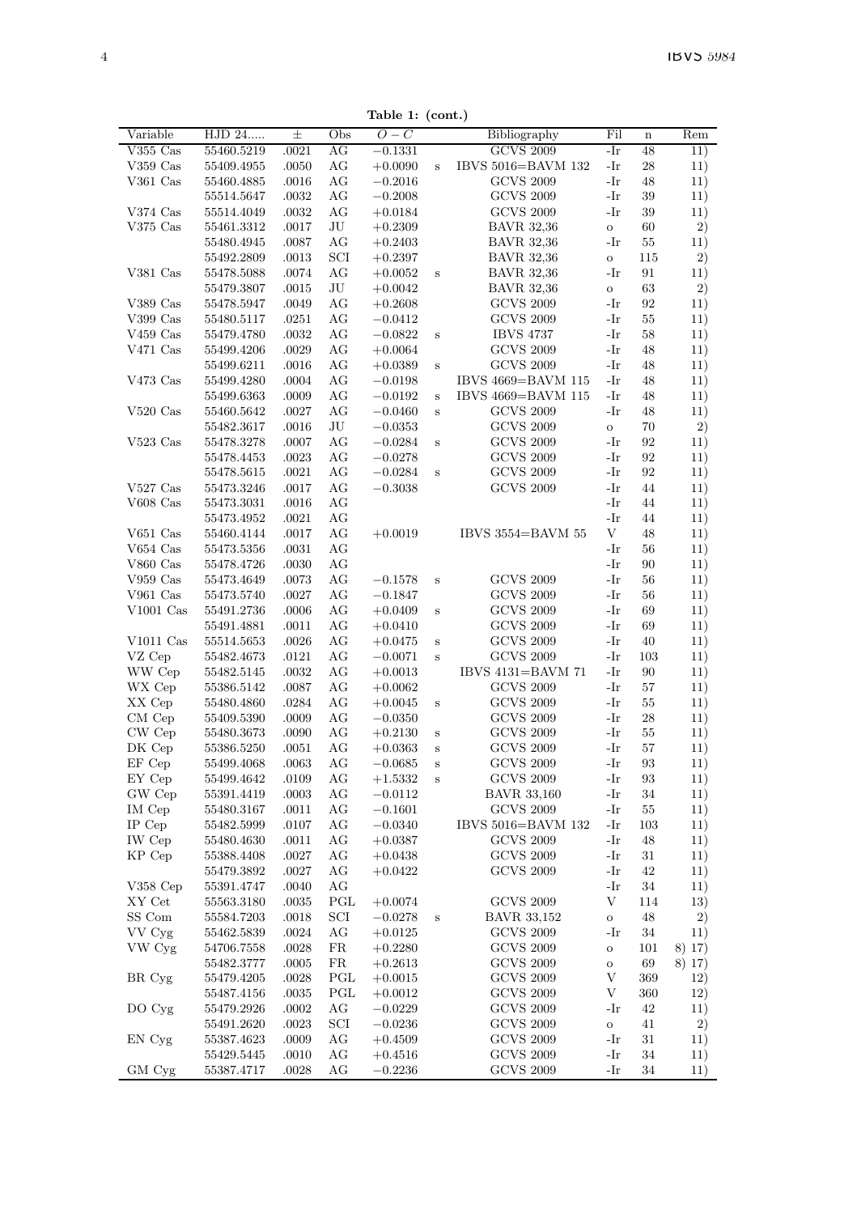**Table 1: (cont.)**

| Variable | HJD 24..... | ± | Obs | $O-C$ | | Bibliography | Fil | n | Rem |
|---|---|---|---|---|---|---|---|---|---|
| V355 Cas | 55460.5219 | .0021 | AG | −0.1331 | | GCVS 2009 | -Ir | 48 | 11) |
| V359 Cas | 55409.4955 | .0050 | AG | +0.0090 | s | IBVS 5016=BAVM 132 | -Ir | 28 | 11) |
| V361 Cas | 55460.4885 | .0016 | AG | −0.2016 | | GCVS 2009 | -Ir | 48 | 11) |
| | 55514.5647 | .0032 | AG | −0.2008 | | GCVS 2009 | -Ir | 39 | 11) |
| V374 Cas | 55514.4049 | .0032 | AG | +0.0184 | | GCVS 2009 | -Ir | 39 | 11) |
| V375 Cas | 55461.3312 | .0017 | JU | +0.2309 | | BAVR 32,36 | o | 60 | 2) |
| | 55480.4945 | .0087 | AG | +0.2403 | | BAVR 32,36 | -Ir | 55 | 11) |
| | 55492.2809 | .0013 | SCI | +0.2397 | | BAVR 32,36 | o | 115 | 2) |
| V381 Cas | 55478.5088 | .0074 | AG | +0.0052 | s | BAVR 32,36 | -Ir | 91 | 11) |
| | 55479.3807 | .0015 | JU | +0.0042 | | BAVR 32,36 | o | 63 | 2) |
| V389 Cas | 55478.5947 | .0049 | AG | +0.2608 | | GCVS 2009 | -Ir | 92 | 11) |
| V399 Cas | 55480.5117 | .0251 | AG | −0.0412 | | GCVS 2009 | -Ir | 55 | 11) |
| V459 Cas | 55479.4780 | .0032 | AG | −0.0822 | s | IBVS 4737 | -Ir | 58 | 11) |
| V471 Cas | 55499.4206 | .0029 | AG | +0.0064 | | GCVS 2009 | -Ir | 48 | 11) |
| | 55499.6211 | .0016 | AG | +0.0389 | s | GCVS 2009 | -Ir | 48 | 11) |
| V473 Cas | 55499.4280 | .0004 | AG | −0.0198 | | IBVS 4669=BAVM 115 | -Ir | 48 | 11) |
| | 55499.6363 | .0009 | AG | −0.0192 | s | IBVS 4669=BAVM 115 | -Ir | 48 | 11) |
| V520 Cas | 55460.5642 | .0027 | AG | −0.0460 | s | GCVS 2009 | -Ir | 48 | 11) |
| | 55482.3617 | .0016 | JU | −0.0353 | | GCVS 2009 | o | 70 | 2) |
| V523 Cas | 55478.3278 | .0007 | AG | −0.0284 | s | GCVS 2009 | -Ir | 92 | 11) |
| | 55478.4453 | .0023 | AG | −0.0278 | | GCVS 2009 | -Ir | 92 | 11) |
| | 55478.5615 | .0021 | AG | −0.0284 | s | GCVS 2009 | -Ir | 92 | 11) |
| V527 Cas | 55473.3246 | .0017 | AG | −0.3038 | | GCVS 2009 | -Ir | 44 | 11) |
| V608 Cas | 55473.3031 | .0016 | AG | | | | -Ir | 44 | 11) |
| | 55473.4952 | .0021 | AG | | | | -Ir | 44 | 11) |
| V651 Cas | 55460.4144 | .0017 | AG | +0.0019 | | IBVS 3554=BAVM 55 | V | 48 | 11) |
| V654 Cas | 55473.5356 | .0031 | AG | | | | -Ir | 56 | 11) |
| V860 Cas | 55478.4726 | .0030 | AG | | | | -Ir | 90 | 11) |
| V959 Cas | 55473.4649 | .0073 | AG | −0.1578 | s | GCVS 2009 | -Ir | 56 | 11) |
| V961 Cas | 55473.5740 | .0027 | AG | −0.1847 | | GCVS 2009 | -Ir | 56 | 11) |
| V1001 Cas | 55491.2736 | .0006 | AG | +0.0409 | s | GCVS 2009 | -Ir | 69 | 11) |
| | 55491.4881 | .0011 | AG | +0.0410 | | GCVS 2009 | -Ir | 69 | 11) |
| V1011 Cas | 55514.5653 | .0026 | AG | +0.0475 | s | GCVS 2009 | -Ir | 40 | 11) |
| VZ Cep | 55482.4673 | .0121 | AG | −0.0071 | s | GCVS 2009 | -Ir | 103 | 11) |
| WW Cep | 55482.5145 | .0032 | AG | +0.0013 | | IBVS 4131=BAVM 71 | -Ir | 90 | 11) |
| WX Cep | 55386.5142 | .0087 | AG | +0.0062 | | GCVS 2009 | -Ir | 57 | 11) |
| XX Cep | 55480.4860 | .0284 | AG | +0.0045 | s | GCVS 2009 | -Ir | 55 | 11) |
| CM Cep | 55409.5390 | .0009 | AG | −0.0350 | | GCVS 2009 | -Ir | 28 | 11) |
| CW Cep | 55480.3673 | .0090 | AG | +0.2130 | s | GCVS 2009 | -Ir | 55 | 11) |
| DK Cep | 55386.5250 | .0051 | AG | +0.0363 | s | GCVS 2009 | -Ir | 57 | 11) |
| EF Cep | 55499.4068 | .0063 | AG | −0.0685 | s | GCVS 2009 | -Ir | 93 | 11) |
| EY Cep | 55499.4642 | .0109 | AG | +1.5332 | s | GCVS 2009 | -Ir | 93 | 11) |
| GW Cep | 55391.4419 | .0003 | AG | −0.0112 | | BAVR 33,160 | -Ir | 34 | 11) |
| IM Cep | 55480.3167 | .0011 | AG | −0.1601 | | GCVS 2009 | -Ir | 55 | 11) |
| IP Cep | 55482.5999 | .0107 | AG | −0.0340 | | IBVS 5016=BAVM 132 | -Ir | 103 | 11) |
| IW Cep | 55480.4630 | .0011 | AG | +0.0387 | | GCVS 2009 | -Ir | 48 | 11) |
| KP Cep | 55388.4408 | .0027 | AG | +0.0438 | | GCVS 2009 | -Ir | 31 | 11) |
| | 55479.3892 | .0027 | AG | +0.0422 | | GCVS 2009 | -Ir | 42 | 11) |
| V358 Cep | 55391.4747 | .0040 | AG | | | | -Ir | 34 | 11) |
| XY Cet | 55563.3180 | .0035 | PGL | +0.0074 | | GCVS 2009 | V | 114 | 13) |
| SS Com | 55584.7203 | .0018 | SCI | −0.0278 | s | BAVR 33,152 | o | 48 | 2) |
| VV Cyg | 55462.5839 | .0024 | AG | +0.0125 | | GCVS 2009 | -Ir | 34 | 11) |
| VW Cyg | 54706.7558 | .0028 | FR | +0.2280 | | GCVS 2009 | o | 101 | 8) 17) |
| | 55482.3777 | .0005 | FR | +0.2613 | | GCVS 2009 | o | 69 | 8) 17) |
| BR Cyg | 55479.4205 | .0028 | PGL | +0.0015 | | GCVS 2009 | V | 369 | 12) |
| | 55487.4156 | .0035 | PGL | +0.0012 | | GCVS 2009 | V | 360 | 12) |
| DO Cyg | 55479.2926 | .0002 | AG | −0.0229 | | GCVS 2009 | -Ir | 42 | 11) |
| | 55491.2620 | .0023 | SCI | −0.0236 | | GCVS 2009 | o | 41 | 2) |
| EN Cyg | 55387.4623 | .0009 | AG | +0.4509 | | GCVS 2009 | -Ir | 31 | 11) |
| | 55429.5445 | .0010 | AG | +0.4516 | | GCVS 2009 | -Ir | 34 | 11) |
| GM Cyg | 55387.4717 | .0028 | AG | −0.2236 | | GCVS 2009 | -Ir | 34 | 11) |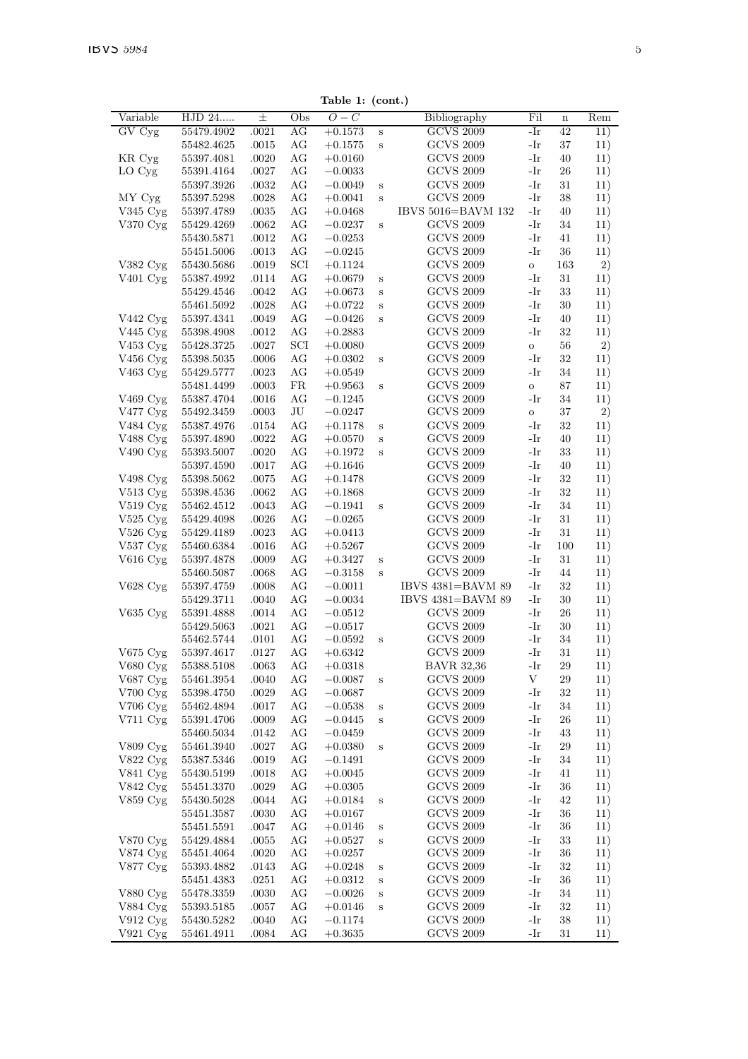**Table 1: (cont.)**

| Variable | HJD 24..... | ± | Obs | $O-C$ | | Bibliography | Fil | n | Rem |
|---|---|---|---|---|---|---|---|---|---|
| GV Cyg | 55479.4902 | .0021 | AG | +0.1573 | s | GCVS 2009 | -Ir | 42 | 11) |
| | 55482.4625 | .0015 | AG | +0.1575 | s | GCVS 2009 | -Ir | 37 | 11) |
| KR Cyg | 55397.4081 | .0020 | AG | +0.0160 | | GCVS 2009 | -Ir | 40 | 11) |
| LO Cyg | 55391.4164 | .0027 | AG | −0.0033 | | GCVS 2009 | -Ir | 26 | 11) |
| | 55397.3926 | .0032 | AG | −0.0049 | s | GCVS 2009 | -Ir | 31 | 11) |
| MY Cyg | 55397.5298 | .0028 | AG | +0.0041 | s | GCVS 2009 | -Ir | 38 | 11) |
| V345 Cyg | 55397.4789 | .0035 | AG | +0.0468 | | IBVS 5016=BAVM 132 | -Ir | 40 | 11) |
| V370 Cyg | 55429.4269 | .0062 | AG | −0.0237 | s | GCVS 2009 | -Ir | 34 | 11) |
| | 55430.5871 | .0012 | AG | −0.0253 | | GCVS 2009 | -Ir | 41 | 11) |
| | 55451.5006 | .0013 | AG | −0.0245 | | GCVS 2009 | -Ir | 36 | 11) |
| V382 Cyg | 55430.5686 | .0019 | SCI | +0.1124 | | GCVS 2009 | o | 163 | 2) |
| V401 Cyg | 55387.4992 | .0114 | AG | +0.0679 | s | GCVS 2009 | -Ir | 31 | 11) |
| | 55429.4546 | .0042 | AG | +0.0673 | s | GCVS 2009 | -Ir | 33 | 11) |
| | 55461.5092 | .0028 | AG | +0.0722 | s | GCVS 2009 | -Ir | 30 | 11) |
| V442 Cyg | 55397.4341 | .0049 | AG | −0.0426 | s | GCVS 2009 | -Ir | 40 | 11) |
| V445 Cyg | 55398.4908 | .0012 | AG | +0.2883 | | GCVS 2009 | -Ir | 32 | 11) |
| V453 Cyg | 55428.3725 | .0027 | SCI | +0.0080 | | GCVS 2009 | o | 56 | 2) |
| V456 Cyg | 55398.5035 | .0006 | AG | +0.0302 | s | GCVS 2009 | -Ir | 32 | 11) |
| V463 Cyg | 55429.5777 | .0023 | AG | +0.0549 | | GCVS 2009 | -Ir | 34 | 11) |
| | 55481.4499 | .0003 | FR | +0.9563 | s | GCVS 2009 | o | 87 | 11) |
| V469 Cyg | 55387.4704 | .0016 | AG | −0.1245 | | GCVS 2009 | -Ir | 34 | 11) |
| V477 Cyg | 55492.3459 | .0003 | JU | −0.0247 | | GCVS 2009 | o | 37 | 2) |
| V484 Cyg | 55387.4976 | .0154 | AG | +0.1178 | s | GCVS 2009 | -Ir | 32 | 11) |
| V488 Cyg | 55397.4890 | .0022 | AG | +0.0570 | s | GCVS 2009 | -Ir | 40 | 11) |
| V490 Cyg | 55393.5007 | .0020 | AG | +0.1972 | s | GCVS 2009 | -Ir | 33 | 11) |
| | 55397.4590 | .0017 | AG | +0.1646 | | GCVS 2009 | -Ir | 40 | 11) |
| V498 Cyg | 55398.5062 | .0075 | AG | +0.1478 | | GCVS 2009 | -Ir | 32 | 11) |
| V513 Cyg | 55398.4536 | .0062 | AG | +0.1868 | | GCVS 2009 | -Ir | 32 | 11) |
| V519 Cyg | 55462.4512 | .0043 | AG | −0.1941 | s | GCVS 2009 | -Ir | 34 | 11) |
| V525 Cyg | 55429.4098 | .0026 | AG | −0.0265 | | GCVS 2009 | -Ir | 31 | 11) |
| V526 Cyg | 55429.4189 | .0023 | AG | +0.0413 | | GCVS 2009 | -Ir | 31 | 11) |
| V537 Cyg | 55460.6384 | .0016 | AG | +0.5267 | | GCVS 2009 | -Ir | 100 | 11) |
| V616 Cyg | 55397.4878 | .0009 | AG | +0.3427 | s | GCVS 2009 | -Ir | 31 | 11) |
| | 55460.5087 | .0068 | AG | −0.3158 | s | GCVS 2009 | -Ir | 44 | 11) |
| V628 Cyg | 55397.4759 | .0008 | AG | −0.0011 | | IBVS 4381=BAVM 89 | -Ir | 32 | 11) |
| | 55429.3711 | .0040 | AG | −0.0034 | | IBVS 4381=BAVM 89 | -Ir | 30 | 11) |
| V635 Cyg | 55391.4888 | .0014 | AG | −0.0512 | | GCVS 2009 | -Ir | 26 | 11) |
| | 55429.5063 | .0021 | AG | −0.0517 | | GCVS 2009 | -Ir | 30 | 11) |
| | 55462.5744 | .0101 | AG | −0.0592 | s | GCVS 2009 | -Ir | 34 | 11) |
| V675 Cyg | 55397.4617 | .0127 | AG | +0.6342 | | GCVS 2009 | -Ir | 31 | 11) |
| V680 Cyg | 55388.5108 | .0063 | AG | +0.0318 | | BAVR 32,36 | -Ir | 29 | 11) |
| V687 Cyg | 55461.3954 | .0040 | AG | −0.0087 | s | GCVS 2009 | V | 29 | 11) |
| V700 Cyg | 55398.4750 | .0029 | AG | −0.0687 | | GCVS 2009 | -Ir | 32 | 11) |
| V706 Cyg | 55462.4894 | .0017 | AG | −0.0538 | s | GCVS 2009 | -Ir | 34 | 11) |
| V711 Cyg | 55391.4706 | .0009 | AG | −0.0445 | s | GCVS 2009 | -Ir | 26 | 11) |
| | 55460.5034 | .0142 | AG | −0.0459 | | GCVS 2009 | -Ir | 43 | 11) |
| V809 Cyg | 55461.3940 | .0027 | AG | +0.0380 | s | GCVS 2009 | -Ir | 29 | 11) |
| V822 Cyg | 55387.5346 | .0019 | AG | −0.1491 | | GCVS 2009 | -Ir | 34 | 11) |
| V841 Cyg | 55430.5199 | .0018 | AG | +0.0045 | | GCVS 2009 | -Ir | 41 | 11) |
| V842 Cyg | 55451.3370 | .0029 | AG | +0.0305 | | GCVS 2009 | -Ir | 36 | 11) |
| V859 Cyg | 55430.5028 | .0044 | AG | +0.0184 | s | GCVS 2009 | -Ir | 42 | 11) |
| | 55451.3587 | .0030 | AG | +0.0167 | | GCVS 2009 | -Ir | 36 | 11) |
| | 55451.5591 | .0047 | AG | +0.0146 | s | GCVS 2009 | -Ir | 36 | 11) |
| V870 Cyg | 55429.4884 | .0055 | AG | +0.0527 | s | GCVS 2009 | -Ir | 33 | 11) |
| V874 Cyg | 55451.4064 | .0020 | AG | +0.0257 | | GCVS 2009 | -Ir | 36 | 11) |
| V877 Cyg | 55393.4882 | .0143 | AG | +0.0248 | s | GCVS 2009 | -Ir | 32 | 11) |
| | 55451.4383 | .0251 | AG | +0.0312 | s | GCVS 2009 | -Ir | 36 | 11) |
| V880 Cyg | 55478.3359 | .0030 | AG | −0.0026 | s | GCVS 2009 | -Ir | 34 | 11) |
| V884 Cyg | 55393.5185 | .0057 | AG | +0.0146 | s | GCVS 2009 | -Ir | 32 | 11) |
| V912 Cyg | 55430.5282 | .0040 | AG | −0.1174 | | GCVS 2009 | -Ir | 38 | 11) |
| V921 Cyg | 55461.4911 | .0084 | AG | +0.3635 | | GCVS 2009 | -Ir | 31 | 11) |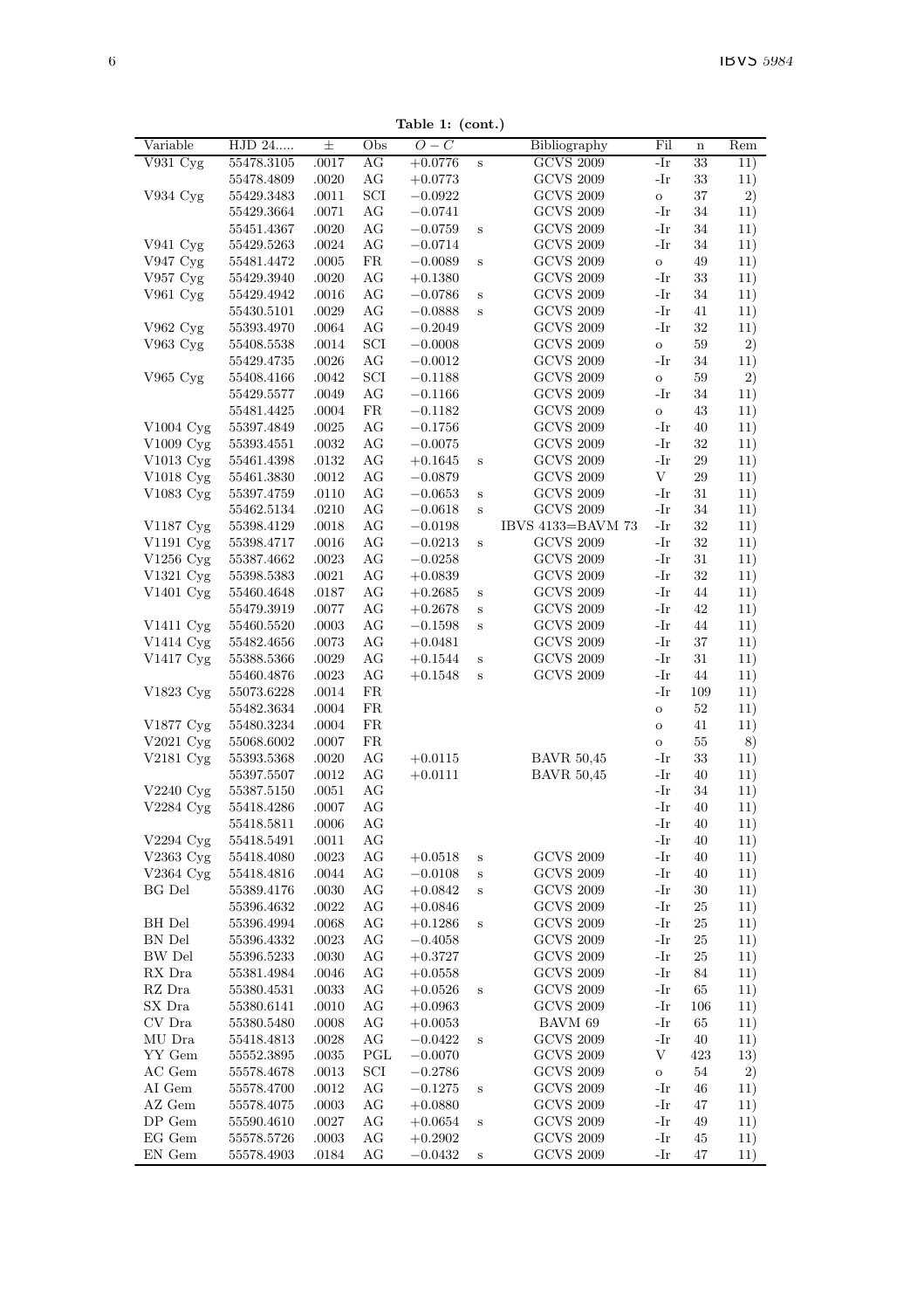**Table 1: (cont.)**

| Variable | HJD 24..... | ± | Obs | $O-C$ | | Bibliography | Fil | n | Rem |
|---|---|---|---|---|---|---|---|---|---|
| V931 Cyg | 55478.3105 | .0017 | AG | +0.0776 | s | GCVS 2009 | -Ir | 33 | 11) |
| | 55478.4809 | .0020 | AG | +0.0773 | | GCVS 2009 | -Ir | 33 | 11) |
| V934 Cyg | 55429.3483 | .0011 | SCI | −0.0922 | | GCVS 2009 | o | 37 | 2) |
| | 55429.3664 | .0071 | AG | −0.0741 | | GCVS 2009 | -Ir | 34 | 11) |
| | 55451.4367 | .0020 | AG | −0.0759 | s | GCVS 2009 | -Ir | 34 | 11) |
| V941 Cyg | 55429.5263 | .0024 | AG | −0.0714 | | GCVS 2009 | -Ir | 34 | 11) |
| V947 Cyg | 55481.4472 | .0005 | FR | −0.0089 | s | GCVS 2009 | o | 49 | 11) |
| V957 Cyg | 55429.3940 | .0020 | AG | +0.1380 | | GCVS 2009 | -Ir | 33 | 11) |
| V961 Cyg | 55429.4942 | .0016 | AG | −0.0786 | s | GCVS 2009 | -Ir | 34 | 11) |
| | 55430.5101 | .0029 | AG | −0.0888 | s | GCVS 2009 | -Ir | 41 | 11) |
| V962 Cyg | 55393.4970 | .0064 | AG | −0.2049 | | GCVS 2009 | -Ir | 32 | 11) |
| V963 Cyg | 55408.5538 | .0014 | SCI | −0.0008 | | GCVS 2009 | o | 59 | 2) |
| | 55429.4735 | .0026 | AG | −0.0012 | | GCVS 2009 | -Ir | 34 | 11) |
| V965 Cyg | 55408.4166 | .0042 | SCI | −0.1188 | | GCVS 2009 | o | 59 | 2) |
| | 55429.5577 | .0049 | AG | −0.1166 | | GCVS 2009 | -Ir | 34 | 11) |
| | 55481.4425 | .0004 | FR | −0.1182 | | GCVS 2009 | o | 43 | 11) |
| V1004 Cyg | 55397.4849 | .0025 | AG | −0.1756 | | GCVS 2009 | -Ir | 40 | 11) |
| V1009 Cyg | 55393.4551 | .0032 | AG | −0.0075 | | GCVS 2009 | -Ir | 32 | 11) |
| V1013 Cyg | 55461.4398 | .0132 | AG | +0.1645 | s | GCVS 2009 | -Ir | 29 | 11) |
| V1018 Cyg | 55461.3830 | .0012 | AG | −0.0879 | | GCVS 2009 | V | 29 | 11) |
| V1083 Cyg | 55397.4759 | .0110 | AG | −0.0653 | s | GCVS 2009 | -Ir | 31 | 11) |
| | 55462.5134 | .0210 | AG | −0.0618 | s | GCVS 2009 | -Ir | 34 | 11) |
| V1187 Cyg | 55398.4129 | .0018 | AG | −0.0198 | | IBVS 4133=BAVM 73 | -Ir | 32 | 11) |
| V1191 Cyg | 55398.4717 | .0016 | AG | −0.0213 | s | GCVS 2009 | -Ir | 32 | 11) |
| V1256 Cyg | 55387.4662 | .0023 | AG | −0.0258 | | GCVS 2009 | -Ir | 31 | 11) |
| V1321 Cyg | 55398.5383 | .0021 | AG | +0.0839 | | GCVS 2009 | -Ir | 32 | 11) |
| V1401 Cyg | 55460.4648 | .0187 | AG | +0.2685 | s | GCVS 2009 | -Ir | 44 | 11) |
| | 55479.3919 | .0077 | AG | +0.2678 | s | GCVS 2009 | -Ir | 42 | 11) |
| V1411 Cyg | 55460.5520 | .0003 | AG | −0.1598 | s | GCVS 2009 | -Ir | 44 | 11) |
| V1414 Cyg | 55482.4656 | .0073 | AG | +0.0481 | | GCVS 2009 | -Ir | 37 | 11) |
| V1417 Cyg | 55388.5366 | .0029 | AG | +0.1544 | s | GCVS 2009 | -Ir | 31 | 11) |
| | 55460.4876 | .0023 | AG | +0.1548 | s | GCVS 2009 | -Ir | 44 | 11) |
| V1823 Cyg | 55073.6228 | .0014 | FR | | | | -Ir | 109 | 11) |
| | 55482.3634 | .0004 | FR | | | | o | 52 | 11) |
| V1877 Cyg | 55480.3234 | .0004 | FR | | | | o | 41 | 11) |
| V2021 Cyg | 55068.6002 | .0007 | FR | | | | o | 55 | 8) |
| V2181 Cyg | 55393.5368 | .0020 | AG | +0.0115 | | BAVR 50,45 | -Ir | 33 | 11) |
| | 55397.5507 | .0012 | AG | +0.0111 | | BAVR 50,45 | -Ir | 40 | 11) |
| V2240 Cyg | 55387.5150 | .0051 | AG | | | | -Ir | 34 | 11) |
| V2284 Cyg | 55418.4286 | .0007 | AG | | | | -Ir | 40 | 11) |
| | 55418.5811 | .0006 | AG | | | | -Ir | 40 | 11) |
| V2294 Cyg | 55418.5491 | .0011 | AG | | | | -Ir | 40 | 11) |
| V2363 Cyg | 55418.4080 | .0023 | AG | +0.0518 | s | GCVS 2009 | -Ir | 40 | 11) |
| V2364 Cyg | 55418.4816 | .0044 | AG | −0.0108 | s | GCVS 2009 | -Ir | 40 | 11) |
| BG Del | 55389.4176 | .0030 | AG | +0.0842 | s | GCVS 2009 | -Ir | 30 | 11) |
| | 55396.4632 | .0022 | AG | +0.0846 | | GCVS 2009 | -Ir | 25 | 11) |
| BH Del | 55396.4994 | .0068 | AG | +0.1286 | s | GCVS 2009 | -Ir | 25 | 11) |
| BN Del | 55396.4332 | .0023 | AG | −0.4058 | | GCVS 2009 | -Ir | 25 | 11) |
| BW Del | 55396.5233 | .0030 | AG | +0.3727 | | GCVS 2009 | -Ir | 25 | 11) |
| RX Dra | 55381.4984 | .0046 | AG | +0.0558 | | GCVS 2009 | -Ir | 84 | 11) |
| RZ Dra | 55380.4531 | .0033 | AG | +0.0526 | s | GCVS 2009 | -Ir | 65 | 11) |
| SX Dra | 55380.6141 | .0010 | AG | +0.0963 | | GCVS 2009 | -Ir | 106 | 11) |
| CV Dra | 55380.5480 | .0008 | AG | +0.0053 | | BAVM 69 | -Ir | 65 | 11) |
| MU Dra | 55418.4813 | .0028 | AG | −0.0422 | s | GCVS 2009 | -Ir | 40 | 11) |
| YY Gem | 55552.3895 | .0035 | PGL | −0.0070 | | GCVS 2009 | V | 423 | 13) |
| AC Gem | 55578.4678 | .0013 | SCI | −0.2786 | | GCVS 2009 | o | 54 | 2) |
| AI Gem | 55578.4700 | .0012 | AG | −0.1275 | s | GCVS 2009 | -Ir | 46 | 11) |
| AZ Gem | 55578.4075 | .0003 | AG | +0.0880 | | GCVS 2009 | -Ir | 47 | 11) |
| DP Gem | 55590.4610 | .0027 | AG | +0.0654 | s | GCVS 2009 | -Ir | 49 | 11) |
| EG Gem | 55578.5726 | .0003 | AG | +0.2902 | | GCVS 2009 | -Ir | 45 | 11) |
| EN Gem | 55578.4903 | .0184 | AG | −0.0432 | s | GCVS 2009 | -Ir | 47 | 11) |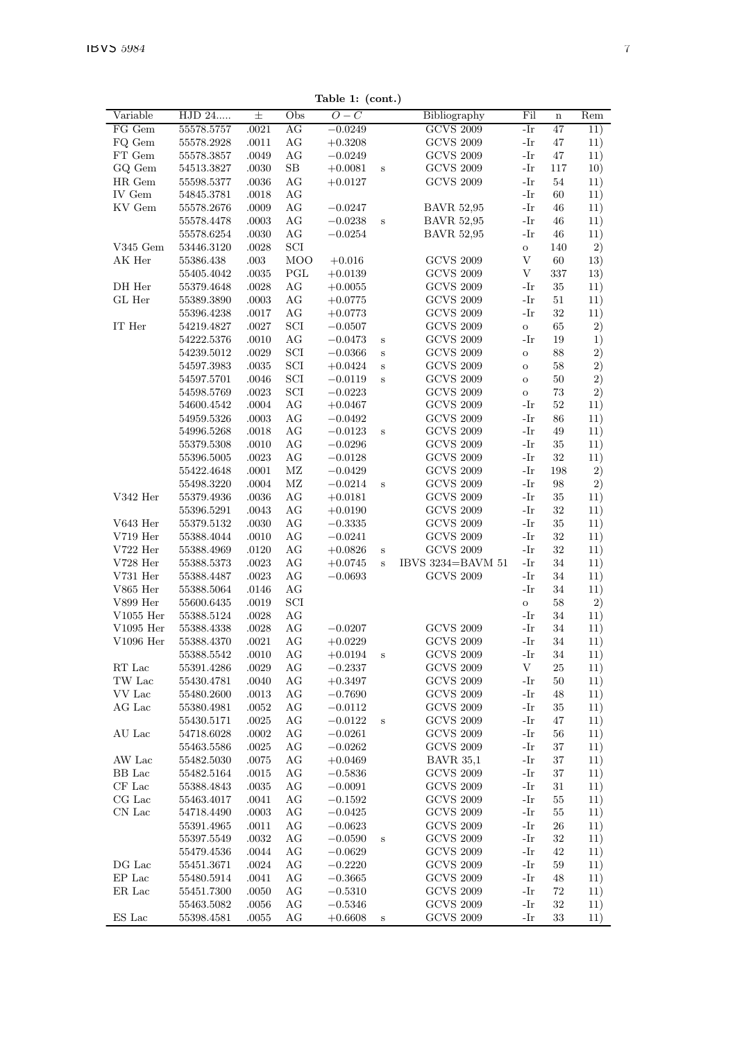**Table 1: (cont.)**

| Variable | HJD 24..... | ± | Obs | $O-C$ | | Bibliography | Fil | n | Rem |
|---|---|---|---|---|---|---|---|---|---|
| FG Gem | 55578.5757 | .0021 | AG | −0.0249 | | GCVS 2009 | -Ir | 47 | 11) |
| FQ Gem | 55578.2928 | .0011 | AG | +0.3208 | | GCVS 2009 | -Ir | 47 | 11) |
| FT Gem | 55578.3857 | .0049 | AG | −0.0249 | | GCVS 2009 | -Ir | 47 | 11) |
| GQ Gem | 54513.3827 | .0030 | SB | +0.0081 | s | GCVS 2009 | -Ir | 117 | 10) |
| HR Gem | 55598.5377 | .0036 | AG | +0.0127 | | GCVS 2009 | -Ir | 54 | 11) |
| IV Gem | 54845.3781 | .0018 | AG | | | | -Ir | 60 | 11) |
| KV Gem | 55578.2676 | .0009 | AG | −0.0247 | | BAVR 52,95 | -Ir | 46 | 11) |
| | 55578.4478 | .0003 | AG | −0.0238 | s | BAVR 52,95 | -Ir | 46 | 11) |
| | 55578.6254 | .0030 | AG | −0.0254 | | BAVR 52,95 | -Ir | 46 | 11) |
| V345 Gem | 53446.3120 | .0028 | SCI | | | | o | 140 | 2) |
| AK Her | 55386.438 | .003 | MOO | +0.016 | | GCVS 2009 | V | 60 | 13) |
| | 55405.4042 | .0035 | PGL | +0.0139 | | GCVS 2009 | V | 337 | 13) |
| DH Her | 55379.4648 | .0028 | AG | +0.0055 | | GCVS 2009 | -Ir | 35 | 11) |
| GL Her | 55389.3890 | .0003 | AG | +0.0775 | | GCVS 2009 | -Ir | 51 | 11) |
| | 55396.4238 | .0017 | AG | +0.0773 | | GCVS 2009 | -Ir | 32 | 11) |
| IT Her | 54219.4827 | .0027 | SCI | −0.0507 | | GCVS 2009 | o | 65 | 2) |
| | 54222.5376 | .0010 | AG | −0.0473 | s | GCVS 2009 | -Ir | 19 | 1) |
| | 54239.5012 | .0029 | SCI | −0.0366 | s | GCVS 2009 | o | 88 | 2) |
| | 54597.3983 | .0035 | SCI | +0.0424 | s | GCVS 2009 | o | 58 | 2) |
| | 54597.5701 | .0046 | SCI | −0.0119 | s | GCVS 2009 | o | 50 | 2) |
| | 54598.5769 | .0023 | SCI | −0.0223 | | GCVS 2009 | o | 73 | 2) |
| | 54600.4542 | .0004 | AG | +0.0467 | | GCVS 2009 | -Ir | 52 | 11) |
| | 54959.5326 | .0003 | AG | −0.0492 | | GCVS 2009 | -Ir | 86 | 11) |
| | 54996.5268 | .0018 | AG | −0.0123 | s | GCVS 2009 | -Ir | 49 | 11) |
| | 55379.5308 | .0010 | AG | −0.0296 | | GCVS 2009 | -Ir | 35 | 11) |
| | 55396.5005 | .0023 | AG | −0.0128 | | GCVS 2009 | -Ir | 32 | 11) |
| | 55422.4648 | .0001 | MZ | −0.0429 | | GCVS 2009 | -Ir | 198 | 2) |
| | 55498.3220 | .0004 | MZ | −0.0214 | s | GCVS 2009 | -Ir | 98 | 2) |
| V342 Her | 55379.4936 | .0036 | AG | +0.0181 | | GCVS 2009 | -Ir | 35 | 11) |
| | 55396.5291 | .0043 | AG | +0.0190 | | GCVS 2009 | -Ir | 32 | 11) |
| V643 Her | 55379.5132 | .0030 | AG | −0.3335 | | GCVS 2009 | -Ir | 35 | 11) |
| V719 Her | 55388.4044 | .0010 | AG | −0.0241 | | GCVS 2009 | -Ir | 32 | 11) |
| V722 Her | 55388.4969 | .0120 | AG | +0.0826 | s | GCVS 2009 | -Ir | 32 | 11) |
| V728 Her | 55388.5373 | .0023 | AG | +0.0745 | s | IBVS 3234=BAVM 51 | -Ir | 34 | 11) |
| V731 Her | 55388.4487 | .0023 | AG | −0.0693 | | GCVS 2009 | -Ir | 34 | 11) |
| V865 Her | 55388.5064 | .0146 | AG | | | | -Ir | 34 | 11) |
| V899 Her | 55600.6435 | .0019 | SCI | | | | o | 58 | 2) |
| V1055 Her | 55388.5124 | .0028 | AG | | | | -Ir | 34 | 11) |
| V1095 Her | 55388.4338 | .0028 | AG | −0.0207 | | GCVS 2009 | -Ir | 34 | 11) |
| V1096 Her | 55388.4370 | .0021 | AG | +0.0229 | | GCVS 2009 | -Ir | 34 | 11) |
| | 55388.5542 | .0010 | AG | +0.0194 | s | GCVS 2009 | -Ir | 34 | 11) |
| RT Lac | 55391.4286 | .0029 | AG | −0.2337 | | GCVS 2009 | V | 25 | 11) |
| TW Lac | 55430.4781 | .0040 | AG | +0.3497 | | GCVS 2009 | -Ir | 50 | 11) |
| VV Lac | 55480.2600 | .0013 | AG | −0.7690 | | GCVS 2009 | -Ir | 48 | 11) |
| AG Lac | 55380.4981 | .0052 | AG | −0.0112 | | GCVS 2009 | -Ir | 35 | 11) |
| | 55430.5171 | .0025 | AG | −0.0122 | s | GCVS 2009 | -Ir | 47 | 11) |
| AU Lac | 54718.6028 | .0002 | AG | −0.0261 | | GCVS 2009 | -Ir | 56 | 11) |
| | 55463.5586 | .0025 | AG | −0.0262 | | GCVS 2009 | -Ir | 37 | 11) |
| AW Lac | 55482.5030 | .0075 | AG | +0.0469 | | BAVR 35,1 | -Ir | 37 | 11) |
| BB Lac | 55482.5164 | .0015 | AG | −0.5836 | | GCVS 2009 | -Ir | 37 | 11) |
| CF Lac | 55388.4843 | .0035 | AG | −0.0091 | | GCVS 2009 | -Ir | 31 | 11) |
| CG Lac | 55463.4017 | .0041 | AG | −0.1592 | | GCVS 2009 | -Ir | 55 | 11) |
| CN Lac | 54718.4490 | .0003 | AG | −0.0425 | | GCVS 2009 | -Ir | 55 | 11) |
| | 55391.4965 | .0011 | AG | −0.0623 | | GCVS 2009 | -Ir | 26 | 11) |
| | 55397.5549 | .0032 | AG | −0.0590 | s | GCVS 2009 | -Ir | 32 | 11) |
| | 55479.4536 | .0044 | AG | −0.0629 | | GCVS 2009 | -Ir | 42 | 11) |
| DG Lac | 55451.3671 | .0024 | AG | −0.2220 | | GCVS 2009 | -Ir | 59 | 11) |
| EP Lac | 55480.5914 | .0041 | AG | −0.3665 | | GCVS 2009 | -Ir | 48 | 11) |
| ER Lac | 55451.7300 | .0050 | AG | −0.5310 | | GCVS 2009 | -Ir | 72 | 11) |
| | 55463.5082 | .0056 | AG | −0.5346 | | GCVS 2009 | -Ir | 32 | 11) |
| ES Lac | 55398.4581 | .0055 | AG | +0.6608 | s | GCVS 2009 | -Ir | 33 | 11) |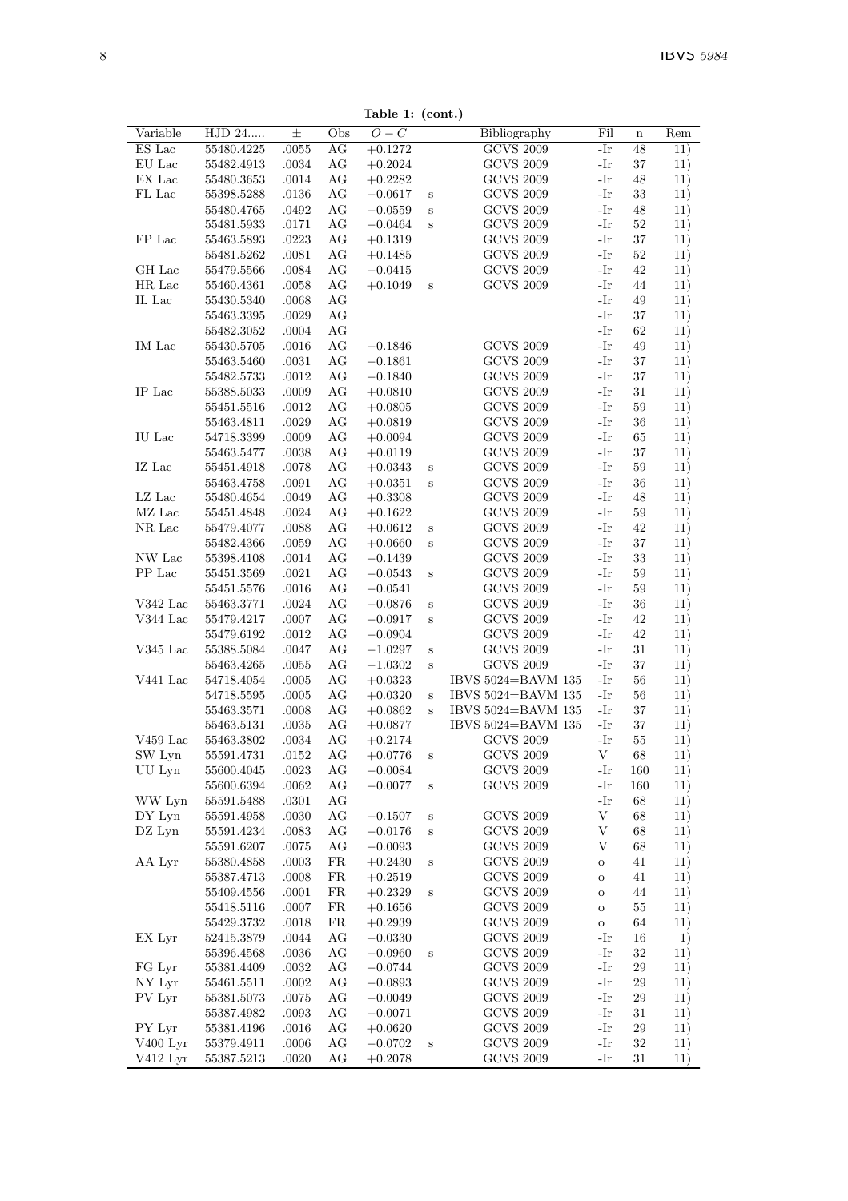**Table 1: (cont.)**

| Variable | HJD 24..... | ± | Obs | $O-C$ | | Bibliography | Fil | n | Rem |
|---|---|---|---|---|---|---|---|---|---|
| ES Lac | 55480.4225 | .0055 | AG | +0.1272 | | GCVS 2009 | -Ir | 48 | 11) |
| EU Lac | 55482.4913 | .0034 | AG | +0.2024 | | GCVS 2009 | -Ir | 37 | 11) |
| EX Lac | 55480.3653 | .0014 | AG | +0.2282 | | GCVS 2009 | -Ir | 48 | 11) |
| FL Lac | 55398.5288 | .0136 | AG | −0.0617 | s | GCVS 2009 | -Ir | 33 | 11) |
| | 55480.4765 | .0492 | AG | −0.0559 | s | GCVS 2009 | -Ir | 48 | 11) |
| | 55481.5933 | .0171 | AG | −0.0464 | s | GCVS 2009 | -Ir | 52 | 11) |
| FP Lac | 55463.5893 | .0223 | AG | +0.1319 | | GCVS 2009 | -Ir | 37 | 11) |
| | 55481.5262 | .0081 | AG | +0.1485 | | GCVS 2009 | -Ir | 52 | 11) |
| GH Lac | 55479.5566 | .0084 | AG | −0.0415 | | GCVS 2009 | -Ir | 42 | 11) |
| HR Lac | 55460.4361 | .0058 | AG | +0.1049 | s | GCVS 2009 | -Ir | 44 | 11) |
| IL Lac | 55430.5340 | .0068 | AG | | | | -Ir | 49 | 11) |
| | 55463.3395 | .0029 | AG | | | | -Ir | 37 | 11) |
| | 55482.3052 | .0004 | AG | | | | -Ir | 62 | 11) |
| IM Lac | 55430.5705 | .0016 | AG | −0.1846 | | GCVS 2009 | -Ir | 49 | 11) |
| | 55463.5460 | .0031 | AG | −0.1861 | | GCVS 2009 | -Ir | 37 | 11) |
| | 55482.5733 | .0012 | AG | −0.1840 | | GCVS 2009 | -Ir | 37 | 11) |
| IP Lac | 55388.5033 | .0009 | AG | +0.0810 | | GCVS 2009 | -Ir | 31 | 11) |
| | 55451.5516 | .0012 | AG | +0.0805 | | GCVS 2009 | -Ir | 59 | 11) |
| | 55463.4811 | .0029 | AG | +0.0819 | | GCVS 2009 | -Ir | 36 | 11) |
| IU Lac | 54718.3399 | .0009 | AG | +0.0094 | | GCVS 2009 | -Ir | 65 | 11) |
| | 55463.5477 | .0038 | AG | +0.0119 | | GCVS 2009 | -Ir | 37 | 11) |
| IZ Lac | 55451.4918 | .0078 | AG | +0.0343 | s | GCVS 2009 | -Ir | 59 | 11) |
| | 55463.4758 | .0091 | AG | +0.0351 | s | GCVS 2009 | -Ir | 36 | 11) |
| LZ Lac | 55480.4654 | .0049 | AG | +0.3308 | | GCVS 2009 | -Ir | 48 | 11) |
| MZ Lac | 55451.4848 | .0024 | AG | +0.1622 | | GCVS 2009 | -Ir | 59 | 11) |
| NR Lac | 55479.4077 | .0088 | AG | +0.0612 | s | GCVS 2009 | -Ir | 42 | 11) |
| | 55482.4366 | .0059 | AG | +0.0660 | s | GCVS 2009 | -Ir | 37 | 11) |
| NW Lac | 55398.4108 | .0014 | AG | −0.1439 | | GCVS 2009 | -Ir | 33 | 11) |
| PP Lac | 55451.3569 | .0021 | AG | −0.0543 | s | GCVS 2009 | -Ir | 59 | 11) |
| | 55451.5576 | .0016 | AG | −0.0541 | | GCVS 2009 | -Ir | 59 | 11) |
| V342 Lac | 55463.3771 | .0024 | AG | −0.0876 | s | GCVS 2009 | -Ir | 36 | 11) |
| V344 Lac | 55479.4217 | .0007 | AG | −0.0917 | s | GCVS 2009 | -Ir | 42 | 11) |
| | 55479.6192 | .0012 | AG | −0.0904 | | GCVS 2009 | -Ir | 42 | 11) |
| V345 Lac | 55388.5084 | .0047 | AG | −1.0297 | s | GCVS 2009 | -Ir | 31 | 11) |
| | 55463.4265 | .0055 | AG | −1.0302 | s | GCVS 2009 | -Ir | 37 | 11) |
| V441 Lac | 54718.4054 | .0005 | AG | +0.0323 | | IBVS 5024=BAVM 135 | -Ir | 56 | 11) |
| | 54718.5595 | .0005 | AG | +0.0320 | s | IBVS 5024=BAVM 135 | -Ir | 56 | 11) |
| | 55463.3571 | .0008 | AG | +0.0862 | s | IBVS 5024=BAVM 135 | -Ir | 37 | 11) |
| | 55463.5131 | .0035 | AG | +0.0877 | | IBVS 5024=BAVM 135 | -Ir | 37 | 11) |
| V459 Lac | 55463.3802 | .0034 | AG | +0.2174 | | GCVS 2009 | -Ir | 55 | 11) |
| SW Lyn | 55591.4731 | .0152 | AG | +0.0776 | s | GCVS 2009 | V | 68 | 11) |
| UU Lyn | 55600.4045 | .0023 | AG | −0.0084 | | GCVS 2009 | -Ir | 160 | 11) |
| | 55600.6394 | .0062 | AG | −0.0077 | s | GCVS 2009 | -Ir | 160 | 11) |
| WW Lyn | 55591.5488 | .0301 | AG | | | | -Ir | 68 | 11) |
| DY Lyn | 55591.4958 | .0030 | AG | −0.1507 | s | GCVS 2009 | V | 68 | 11) |
| DZ Lyn | 55591.4234 | .0083 | AG | −0.0176 | s | GCVS 2009 | V | 68 | 11) |
| | 55591.6207 | .0075 | AG | −0.0093 | | GCVS 2009 | V | 68 | 11) |
| AA Lyr | 55380.4858 | .0003 | FR | +0.2430 | s | GCVS 2009 | o | 41 | 11) |
| | 55387.4713 | .0008 | FR | +0.2519 | | GCVS 2009 | o | 41 | 11) |
| | 55409.4556 | .0001 | FR | +0.2329 | s | GCVS 2009 | o | 44 | 11) |
| | 55418.5116 | .0007 | FR | +0.1656 | | GCVS 2009 | o | 55 | 11) |
| | 55429.3732 | .0018 | FR | +0.2939 | | GCVS 2009 | o | 64 | 11) |
| EX Lyr | 52415.3879 | .0044 | AG | −0.0330 | | GCVS 2009 | -Ir | 16 | 1) |
| | 55396.4568 | .0036 | AG | −0.0960 | s | GCVS 2009 | -Ir | 32 | 11) |
| FG Lyr | 55381.4409 | .0032 | AG | −0.0744 | | GCVS 2009 | -Ir | 29 | 11) |
| NY Lyr | 55461.5511 | .0002 | AG | −0.0893 | | GCVS 2009 | -Ir | 29 | 11) |
| PV Lyr | 55381.5073 | .0075 | AG | −0.0049 | | GCVS 2009 | -Ir | 29 | 11) |
| | 55387.4982 | .0093 | AG | −0.0071 | | GCVS 2009 | -Ir | 31 | 11) |
| PY Lyr | 55381.4196 | .0016 | AG | +0.0620 | | GCVS 2009 | -Ir | 29 | 11) |
| V400 Lyr | 55379.4911 | .0006 | AG | −0.0702 | s | GCVS 2009 | -Ir | 32 | 11) |
| V412 Lyr | 55387.5213 | .0020 | AG | +0.2078 | | GCVS 2009 | -Ir | 31 | 11) |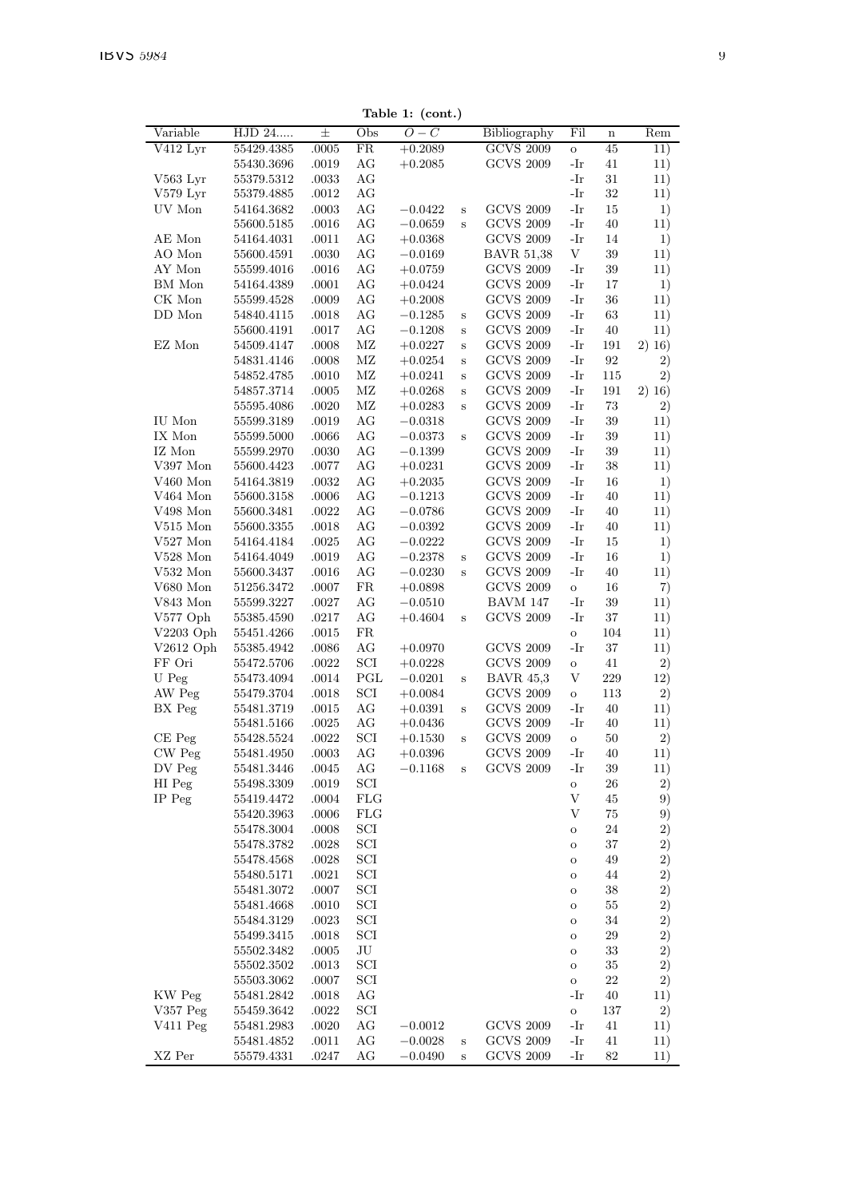**Table 1: (cont.)**

| Variable | HJD 24..... | ± | Obs | $O-C$ | | Bibliography | Fil | n | Rem |
|---|---|---|---|---|---|---|---|---|---|
| V412 Lyr | 55429.4385 | .0005 | FR | +0.2089 | | GCVS 2009 | o | 45 | 11) |
| | 55430.3696 | .0019 | AG | +0.2085 | | GCVS 2009 | -Ir | 41 | 11) |
| V563 Lyr | 55379.5312 | .0033 | AG | | | | -Ir | 31 | 11) |
| V579 Lyr | 55379.4885 | .0012 | AG | | | | -Ir | 32 | 11) |
| UV Mon | 54164.3682 | .0003 | AG | −0.0422 | s | GCVS 2009 | -Ir | 15 | 1) |
| | 55600.5185 | .0016 | AG | −0.0659 | s | GCVS 2009 | -Ir | 40 | 11) |
| AE Mon | 54164.4031 | .0011 | AG | +0.0368 | | GCVS 2009 | -Ir | 14 | 1) |
| AO Mon | 55600.4591 | .0030 | AG | −0.0169 | | BAVR 51,38 | V | 39 | 11) |
| AY Mon | 55599.4016 | .0016 | AG | +0.0759 | | GCVS 2009 | -Ir | 39 | 11) |
| BM Mon | 54164.4389 | .0001 | AG | +0.0424 | | GCVS 2009 | -Ir | 17 | 1) |
| CK Mon | 55599.4528 | .0009 | AG | +0.2008 | | GCVS 2009 | -Ir | 36 | 11) |
| DD Mon | 54840.4115 | .0018 | AG | −0.1285 | s | GCVS 2009 | -Ir | 63 | 11) |
| | 55600.4191 | .0017 | AG | −0.1208 | s | GCVS 2009 | -Ir | 40 | 11) |
| EZ Mon | 54509.4147 | .0008 | MZ | +0.0227 | s | GCVS 2009 | -Ir | 191 | 2) 16) |
| | 54831.4146 | .0008 | MZ | +0.0254 | s | GCVS 2009 | -Ir | 92 | 2) |
| | 54852.4785 | .0010 | MZ | +0.0241 | s | GCVS 2009 | -Ir | 115 | 2) |
| | 54857.3714 | .0005 | MZ | +0.0268 | s | GCVS 2009 | -Ir | 191 | 2) 16) |
| | 55595.4086 | .0020 | MZ | +0.0283 | s | GCVS 2009 | -Ir | 73 | 2) |
| IU Mon | 55599.3189 | .0019 | AG | −0.0318 | | GCVS 2009 | -Ir | 39 | 11) |
| IX Mon | 55599.5000 | .0066 | AG | −0.0373 | s | GCVS 2009 | -Ir | 39 | 11) |
| IZ Mon | 55599.2970 | .0030 | AG | −0.1399 | | GCVS 2009 | -Ir | 39 | 11) |
| V397 Mon | 55600.4423 | .0077 | AG | +0.0231 | | GCVS 2009 | -Ir | 38 | 11) |
| V460 Mon | 54164.3819 | .0032 | AG | +0.2035 | | GCVS 2009 | -Ir | 16 | 1) |
| V464 Mon | 55600.3158 | .0006 | AG | −0.1213 | | GCVS 2009 | -Ir | 40 | 11) |
| V498 Mon | 55600.3481 | .0022 | AG | −0.0786 | | GCVS 2009 | -Ir | 40 | 11) |
| V515 Mon | 55600.3355 | .0018 | AG | −0.0392 | | GCVS 2009 | -Ir | 40 | 11) |
| V527 Mon | 54164.4184 | .0025 | AG | −0.0222 | | GCVS 2009 | -Ir | 15 | 1) |
| V528 Mon | 54164.4049 | .0019 | AG | −0.2378 | s | GCVS 2009 | -Ir | 16 | 1) |
| V532 Mon | 55600.3437 | .0016 | AG | −0.0230 | s | GCVS 2009 | -Ir | 40 | 11) |
| V680 Mon | 51256.3472 | .0007 | FR | +0.0898 | | GCVS 2009 | o | 16 | 7) |
| V843 Mon | 55599.3227 | .0027 | AG | −0.0510 | | BAVM 147 | -Ir | 39 | 11) |
| V577 Oph | 55385.4590 | .0217 | AG | +0.4604 | s | GCVS 2009 | -Ir | 37 | 11) |
| V2203 Oph | 55451.4266 | .0015 | FR | | | | o | 104 | 11) |
| V2612 Oph | 55385.4942 | .0086 | AG | +0.0970 | | GCVS 2009 | -Ir | 37 | 11) |
| FF Ori | 55472.5706 | .0022 | SCI | +0.0228 | | GCVS 2009 | o | 41 | 2) |
| U Peg | 55473.4094 | .0014 | PGL | −0.0201 | s | BAVR 45,3 | V | 229 | 12) |
| AW Peg | 55479.3704 | .0018 | SCI | +0.0084 | | GCVS 2009 | o | 113 | 2) |
| BX Peg | 55481.3719 | .0015 | AG | +0.0391 | s | GCVS 2009 | -Ir | 40 | 11) |
| | 55481.5166 | .0025 | AG | +0.0436 | | GCVS 2009 | -Ir | 40 | 11) |
| CE Peg | 55428.5524 | .0022 | SCI | +0.1530 | s | GCVS 2009 | o | 50 | 2) |
| CW Peg | 55481.4950 | .0003 | AG | +0.0396 | | GCVS 2009 | -Ir | 40 | 11) |
| DV Peg | 55481.3446 | .0045 | AG | −0.1168 | s | GCVS 2009 | -Ir | 39 | 11) |
| HI Peg | 55498.3309 | .0019 | SCI | | | | o | 26 | 2) |
| IP Peg | 55419.4472 | .0004 | FLG | | | | V | 45 | 9) |
| | 55420.3963 | .0006 | FLG | | | | V | 75 | 9) |
| | 55478.3004 | .0008 | SCI | | | | o | 24 | 2) |
| | 55478.3782 | .0028 | SCI | | | | o | 37 | 2) |
| | 55478.4568 | .0028 | SCI | | | | o | 49 | 2) |
| | 55480.5171 | .0021 | SCI | | | | o | 44 | 2) |
| | 55481.3072 | .0007 | SCI | | | | o | 38 | 2) |
| | 55481.4668 | .0010 | SCI | | | | o | 55 | 2) |
| | 55484.3129 | .0023 | SCI | | | | o | 34 | 2) |
| | 55499.3415 | .0018 | SCI | | | | o | 29 | 2) |
| | 55502.3482 | .0005 | JU | | | | o | 33 | 2) |
| | 55502.3502 | .0013 | SCI | | | | o | 35 | 2) |
| | 55503.3062 | .0007 | SCI | | | | o | 22 | 2) |
| KW Peg | 55481.2842 | .0018 | AG | | | | -Ir | 40 | 11) |
| V357 Peg | 55459.3642 | .0022 | SCI | | | | o | 137 | 2) |
| V411 Peg | 55481.2983 | .0020 | AG | −0.0012 | | GCVS 2009 | -Ir | 41 | 11) |
| | 55481.4852 | .0011 | AG | −0.0028 | s | GCVS 2009 | -Ir | 41 | 11) |
| XZ Per | 55579.4331 | .0247 | AG | −0.0490 | s | GCVS 2009 | -Ir | 82 | 11) |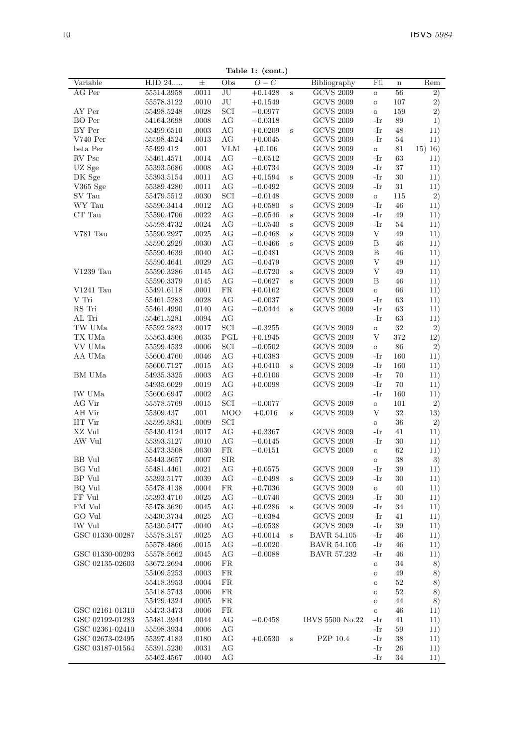**Table 1: (cont.)**

| Variable | HJD 24..... | ± | Obs | $O-C$ | | Bibliography | Fil | n | Rem |
|---|---|---|---|---|---|---|---|---|---|
| AG Per | 55514.3958 | .0011 | JU | +0.1428 | s | GCVS 2009 | o | 56 | 2) |
| | 55578.3122 | .0010 | JU | +0.1549 | | GCVS 2009 | o | 107 | 2) |
| AY Per | 55498.5248 | .0028 | SCI | −0.0977 | | GCVS 2009 | o | 159 | 2) |
| BO Per | 54164.3698 | .0008 | AG | −0.0318 | | GCVS 2009 | -Ir | 89 | 1) |
| BY Per | 55499.6510 | .0003 | AG | +0.0209 | s | GCVS 2009 | -Ir | 48 | 11) |
| V740 Per | 55598.4524 | .0013 | AG | +0.0045 | | GCVS 2009 | -Ir | 54 | 11) |
| beta Per | 55499.412 | .001 | VLM | +0.106 | | GCVS 2009 | o | 81 | 15) 16) |
| RV Psc | 55461.4571 | .0014 | AG | −0.0512 | | GCVS 2009 | -Ir | 63 | 11) |
| UZ Sge | 55393.5686 | .0008 | AG | +0.0734 | | GCVS 2009 | -Ir | 37 | 11) |
| DK Sge | 55393.5154 | .0011 | AG | +0.1594 | s | GCVS 2009 | -Ir | 30 | 11) |
| V365 Sge | 55389.4280 | .0011 | AG | −0.0492 | | GCVS 2009 | -Ir | 31 | 11) |
| SV Tau | 55479.5512 | .0030 | SCI | −0.0148 | | GCVS 2009 | o | 115 | 2) |
| WY Tau | 55590.3414 | .0012 | AG | +0.0580 | s | GCVS 2009 | -Ir | 46 | 11) |
| CT Tau | 55590.4706 | .0022 | AG | −0.0546 | s | GCVS 2009 | -Ir | 49 | 11) |
| | 55598.4732 | .0024 | AG | −0.0540 | s | GCVS 2009 | -Ir | 54 | 11) |
| V781 Tau | 55590.2927 | .0025 | AG | −0.0468 | s | GCVS 2009 | V | 49 | 11) |
| | 55590.2929 | .0030 | AG | −0.0466 | s | GCVS 2009 | B | 46 | 11) |
| | 55590.4639 | .0040 | AG | −0.0481 | | GCVS 2009 | B | 46 | 11) |
| | 55590.4641 | .0029 | AG | −0.0479 | | GCVS 2009 | V | 49 | 11) |
| V1239 Tau | 55590.3286 | .0145 | AG | −0.0720 | s | GCVS 2009 | V | 49 | 11) |
| | 55590.3379 | .0145 | AG | −0.0627 | s | GCVS 2009 | B | 46 | 11) |
| V1241 Tau | 55491.6118 | .0001 | FR | +0.0162 | | GCVS 2009 | o | 66 | 11) |
| V Tri | 55461.5283 | .0028 | AG | −0.0037 | | GCVS 2009 | -Ir | 63 | 11) |
| RS Tri | 55461.4990 | .0140 | AG | −0.0444 | s | GCVS 2009 | -Ir | 63 | 11) |
| AL Tri | 55461.5281 | .0094 | AG | | | | -Ir | 63 | 11) |
| TW UMa | 55592.2823 | .0017 | SCI | −0.3255 | | GCVS 2009 | o | 32 | 2) |
| TX UMa | 55563.4506 | .0035 | PGL | +0.1945 | | GCVS 2009 | V | 372 | 12) |
| VV UMa | 55599.4532 | .0006 | SCI | −0.0502 | | GCVS 2009 | o | 86 | 2) |
| AA UMa | 55600.4760 | .0046 | AG | +0.0383 | | GCVS 2009 | -Ir | 160 | 11) |
| | 55600.7127 | .0015 | AG | +0.0410 | s | GCVS 2009 | -Ir | 160 | 11) |
| BM UMa | 54935.3325 | .0003 | AG | +0.0106 | | GCVS 2009 | -Ir | 70 | 11) |
| | 54935.6029 | .0019 | AG | +0.0098 | | GCVS 2009 | -Ir | 70 | 11) |
| IW UMa | 55600.6947 | .0002 | AG | | | | -Ir | 160 | 11) |
| AG Vir | 55578.5769 | .0015 | SCI | −0.0077 | | GCVS 2009 | o | 101 | 2) |
| AH Vir | 55309.437 | .001 | MOO | +0.016 | s | GCVS 2009 | V | 32 | 13) |
| HT Vir | 55599.5831 | .0009 | SCI | | | | o | 36 | 2) |
| XZ Vul | 55430.4124 | .0017 | AG | +0.3367 | | GCVS 2009 | -Ir | 41 | 11) |
| AW Vul | 55393.5127 | .0010 | AG | −0.0145 | | GCVS 2009 | -Ir | 30 | 11) |
| | 55473.3508 | .0030 | FR | −0.0151 | | GCVS 2009 | o | 62 | 11) |
| BB Vul | 55443.3657 | .0007 | SIR | | | | o | 38 | 3) |
| BG Vul | 55481.4461 | .0021 | AG | +0.0575 | | GCVS 2009 | -Ir | 39 | 11) |
| BP Vul | 55393.5177 | .0039 | AG | −0.0498 | s | GCVS 2009 | -Ir | 30 | 11) |
| BQ Vul | 55478.4138 | .0004 | FR | +0.7036 | | GCVS 2009 | o | 40 | 11) |
| FF Vul | 55393.4710 | .0025 | AG | −0.0740 | | GCVS 2009 | -Ir | 30 | 11) |
| FM Vul | 55478.3620 | .0045 | AG | +0.0286 | s | GCVS 2009 | -Ir | 34 | 11) |
| GO Vul | 55430.3734 | .0025 | AG | −0.0384 | | GCVS 2009 | -Ir | 41 | 11) |
| IW Vul | 55430.5477 | .0040 | AG | −0.0538 | | GCVS 2009 | -Ir | 39 | 11) |
| GSC 01330-00287 | 55578.3157 | .0025 | AG | +0.0014 | s | BAVR 54.105 | -Ir | 46 | 11) |
| | 55578.4866 | .0015 | AG | −0.0020 | | BAVR 54.105 | -Ir | 46 | 11) |
| GSC 01330-00293 | 55578.5662 | .0045 | AG | −0.0088 | | BAVR 57.232 | -Ir | 46 | 11) |
| GSC 02135-02603 | 53672.2694 | .0006 | FR | | | | o | 34 | 8) |
| | 55409.5253 | .0003 | FR | | | | o | 49 | 8) |
| | 55418.3953 | .0004 | FR | | | | o | 52 | 8) |
| | 55418.5743 | .0006 | FR | | | | o | 52 | 8) |
| | 55429.4324 | .0005 | FR | | | | o | 44 | 8) |
| GSC 02161-01310 | 55473.3473 | .0006 | FR | | | | o | 46 | 11) |
| GSC 02192-01283 | 55481.3944 | .0044 | AG | −0.0458 | | IBVS 5500 No.22 | -Ir | 41 | 11) |
| GSC 02361-02410 | 55598.3934 | .0006 | AG | | | | -Ir | 59 | 11) |
| GSC 02673-02495 | 55397.4183 | .0180 | AG | +0.0530 | s | PZP 10.4 | -Ir | 38 | 11) |
| GSC 03187-01564 | 55391.5230 | .0031 | AG | | | | -Ir | 26 | 11) |
| | 55462.4567 | .0040 | AG | | | | -Ir | 34 | 11) |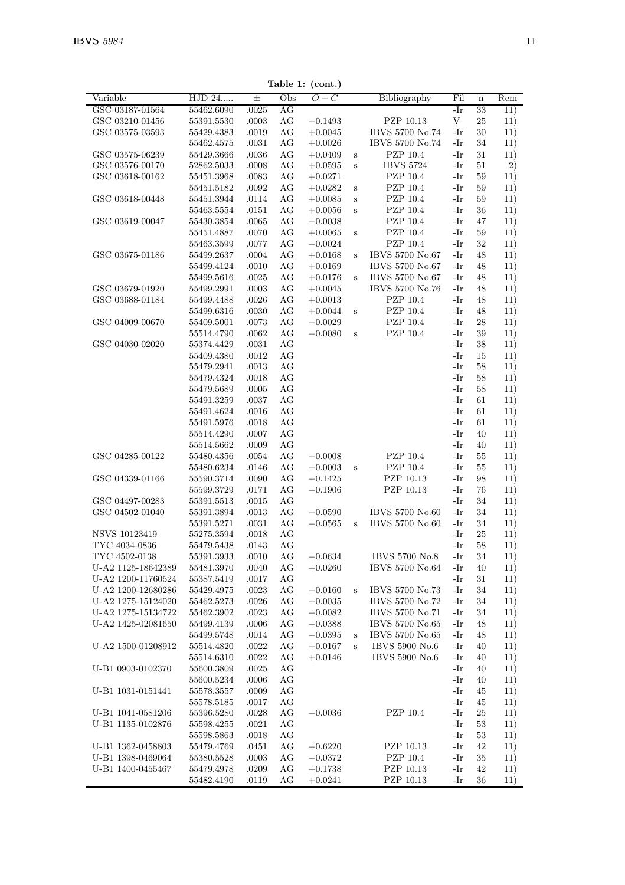**Table 1: (cont.)**

| Variable | HJD 24..... | ± | Obs | $O-C$ | | Bibliography | Fil | n | Rem |
|---|---|---|---|---|---|---|---|---|---|
| GSC 03187-01564 | 55462.6090 | .0025 | AG | | | | -Ir | 33 | 11) |
| GSC 03210-01456 | 55391.5530 | .0003 | AG | $-0.1493$ | | PZP 10.13 | V | 25 | 11) |
| GSC 03575-03593 | 55429.4383 | .0019 | AG | $+0.0045$ | | IBVS 5700 No.74 | -Ir | 30 | 11) |
| | 55462.4575 | .0031 | AG | $+0.0026$ | | IBVS 5700 No.74 | -Ir | 34 | 11) |
| GSC 03575-06239 | 55429.3666 | .0036 | AG | $+0.0409$ | s | PZP 10.4 | -Ir | 31 | 11) |
| GSC 03576-00170 | 52862.5033 | .0008 | AG | $+0.0595$ | s | IBVS 5724 | -Ir | 51 | 2) |
| GSC 03618-00162 | 55451.3968 | .0083 | AG | $+0.0271$ | | PZP 10.4 | -Ir | 59 | 11) |
| | 55451.5182 | .0092 | AG | $+0.0282$ | s | PZP 10.4 | -Ir | 59 | 11) |
| GSC 03618-00448 | 55451.3944 | .0114 | AG | $+0.0085$ | s | PZP 10.4 | -Ir | 59 | 11) |
| | 55463.5554 | .0151 | AG | $+0.0056$ | s | PZP 10.4 | -Ir | 36 | 11) |
| GSC 03619-00047 | 55430.3854 | .0065 | AG | $-0.0038$ | | PZP 10.4 | -Ir | 47 | 11) |
| | 55451.4887 | .0070 | AG | $+0.0065$ | s | PZP 10.4 | -Ir | 59 | 11) |
| | 55463.3599 | .0077 | AG | $-0.0024$ | | PZP 10.4 | -Ir | 32 | 11) |
| GSC 03675-01186 | 55499.2637 | .0004 | AG | $+0.0168$ | s | IBVS 5700 No.67 | -Ir | 48 | 11) |
| | 55499.4124 | .0010 | AG | $+0.0169$ | | IBVS 5700 No.67 | -Ir | 48 | 11) |
| | 55499.5616 | .0025 | AG | $+0.0176$ | s | IBVS 5700 No.67 | -Ir | 48 | 11) |
| GSC 03679-01920 | 55499.2991 | .0003 | AG | $+0.0045$ | | IBVS 5700 No.76 | -Ir | 48 | 11) |
| GSC 03688-01184 | 55499.4488 | .0026 | AG | $+0.0013$ | | PZP 10.4 | -Ir | 48 | 11) |
| | 55499.6316 | .0030 | AG | $+0.0044$ | s | PZP 10.4 | -Ir | 48 | 11) |
| GSC 04009-00670 | 55409.5001 | .0073 | AG | $-0.0029$ | | PZP 10.4 | -Ir | 28 | 11) |
| | 55514.4790 | .0062 | AG | $-0.0080$ | s | PZP 10.4 | -Ir | 39 | 11) |
| GSC 04030-02020 | 55374.4429 | .0031 | AG | | | | -Ir | 38 | 11) |
| | 55409.4380 | .0012 | AG | | | | -Ir | 15 | 11) |
| | 55479.2941 | .0013 | AG | | | | -Ir | 58 | 11) |
| | 55479.4324 | .0018 | AG | | | | -Ir | 58 | 11) |
| | 55479.5689 | .0005 | AG | | | | -Ir | 58 | 11) |
| | 55491.3259 | .0037 | AG | | | | -Ir | 61 | 11) |
| | 55491.4624 | .0016 | AG | | | | -Ir | 61 | 11) |
| | 55491.5976 | .0018 | AG | | | | -Ir | 61 | 11) |
| | 55514.4290 | .0007 | AG | | | | -Ir | 40 | 11) |
| | 55514.5662 | .0009 | AG | | | | -Ir | 40 | 11) |
| GSC 04285-00122 | 55480.4356 | .0054 | AG | $-0.0008$ | | PZP 10.4 | -Ir | 55 | 11) |
| | 55480.6234 | .0146 | AG | $-0.0003$ | s | PZP 10.4 | -Ir | 55 | 11) |
| GSC 04339-01166 | 55590.3714 | .0090 | AG | $-0.1425$ | | PZP 10.13 | -Ir | 98 | 11) |
| | 55599.3729 | .0171 | AG | $-0.1906$ | | PZP 10.13 | -Ir | 76 | 11) |
| GSC 04497-00283 | 55391.5513 | .0015 | AG | | | | -Ir | 34 | 11) |
| GSC 04502-01040 | 55391.3894 | .0013 | AG | $-0.0590$ | | IBVS 5700 No.60 | -Ir | 34 | 11) |
| | 55391.5271 | .0031 | AG | $-0.0565$ | s | IBVS 5700 No.60 | -Ir | 34 | 11) |
| NSVS 10123419 | 55275.3594 | .0018 | AG | | | | -Ir | 25 | 11) |
| TYC 4034-0836 | 55479.5438 | .0143 | AG | | | | -Ir | 58 | 11) |
| TYC 4502-0138 | 55391.3933 | .0010 | AG | $-0.0634$ | | IBVS 5700 No.8 | -Ir | 34 | 11) |
| U-A2 1125-18642389 | 55481.3970 | .0040 | AG | $+0.0260$ | | IBVS 5700 No.64 | -Ir | 40 | 11) |
| U-A2 1200-11760524 | 55387.5419 | .0017 | AG | | | | -Ir | 31 | 11) |
| U-A2 1200-12680286 | 55429.4975 | .0023 | AG | $-0.0160$ | s | IBVS 5700 No.73 | -Ir | 34 | 11) |
| U-A2 1275-15124020 | 55462.5273 | .0026 | AG | $-0.0035$ | | IBVS 5700 No.72 | -Ir | 34 | 11) |
| U-A2 1275-15134722 | 55462.3902 | .0023 | AG | $+0.0082$ | | IBVS 5700 No.71 | -Ir | 34 | 11) |
| U-A2 1425-02081650 | 55499.4139 | .0006 | AG | $-0.0388$ | | IBVS 5700 No.65 | -Ir | 48 | 11) |
| | 55499.5748 | .0014 | AG | $-0.0395$ | s | IBVS 5700 No.65 | -Ir | 48 | 11) |
| U-A2 1500-01208912 | 55514.4820 | .0022 | AG | $+0.0167$ | s | IBVS 5900 No.6 | -Ir | 40 | 11) |
| | 55514.6310 | .0022 | AG | $+0.0146$ | | IBVS 5900 No.6 | -Ir | 40 | 11) |
| U-B1 0903-0102370 | 55600.3809 | .0025 | AG | | | | -Ir | 40 | 11) |
| | 55600.5234 | .0006 | AG | | | | -Ir | 40 | 11) |
| U-B1 1031-0151441 | 55578.3557 | .0009 | AG | | | | -Ir | 45 | 11) |
| | 55578.5185 | .0017 | AG | | | | -Ir | 45 | 11) |
| U-B1 1041-0581206 | 55396.5280 | .0028 | AG | $-0.0036$ | | PZP 10.4 | -Ir | 25 | 11) |
| U-B1 1135-0102876 | 55598.4255 | .0021 | AG | | | | -Ir | 53 | 11) |
| | 55598.5863 | .0018 | AG | | | | -Ir | 53 | 11) |
| U-B1 1362-0458803 | 55479.4769 | .0451 | AG | $+0.6220$ | | PZP 10.13 | -Ir | 42 | 11) |
| U-B1 1398-0469064 | 55380.5528 | .0003 | AG | $-0.0372$ | | PZP 10.4 | -Ir | 35 | 11) |
| U-B1 1400-0455467 | 55479.4978 | .0209 | AG | $+0.1738$ | | PZP 10.13 | -Ir | 42 | 11) |
| | 55482.4190 | .0119 | AG | $+0.0241$ | | PZP 10.13 | -Ir | 36 | 11) |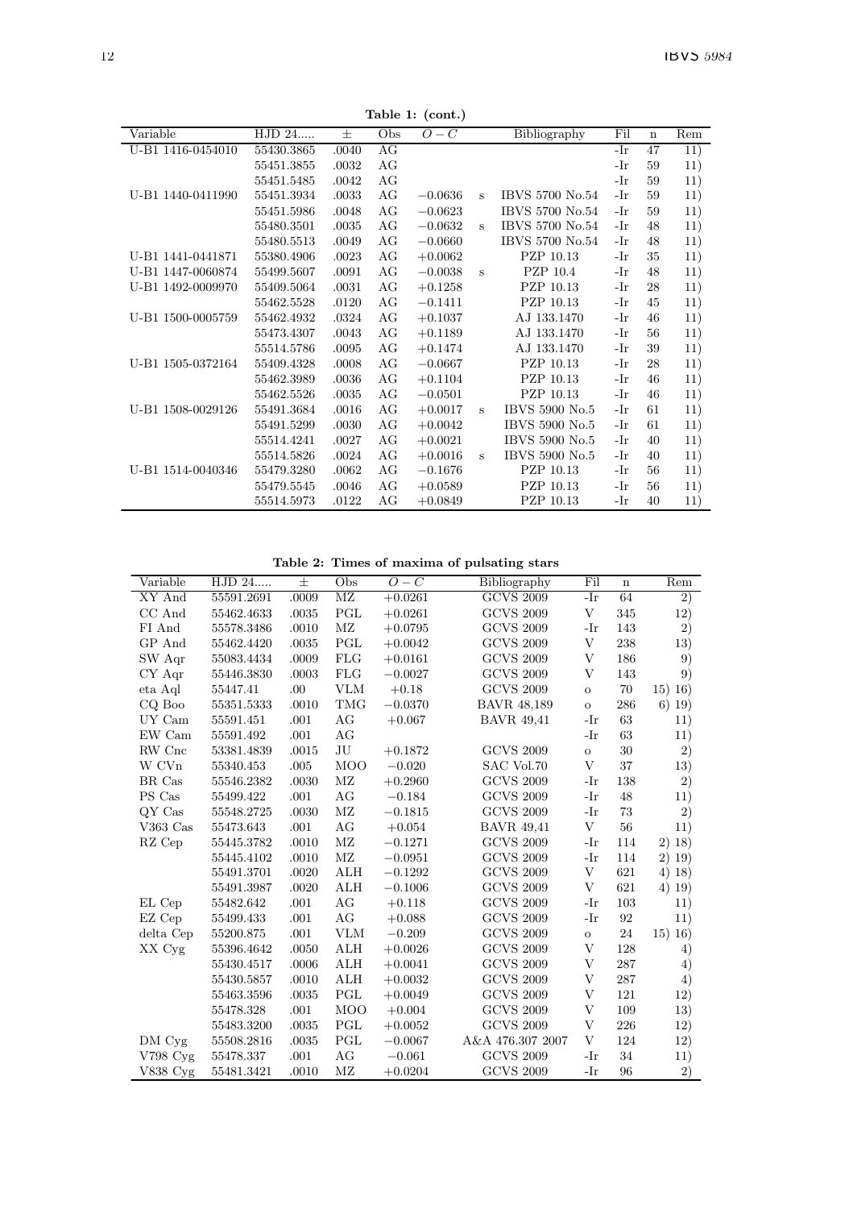**Table 1: (cont.)**

| Variable | HJD 24..... | ± | Obs | $O-C$ | | Bibliography | Fil | n | Rem |
|---|---|---|---|---|---|---|---|---|---|
| U-B1 1416-0454010 | 55430.3865 | .0040 | AG | | | | -Ir | 47 | 11) |
| | 55451.3855 | .0032 | AG | | | | -Ir | 59 | 11) |
| | 55451.5485 | .0042 | AG | | | | -Ir | 59 | 11) |
| U-B1 1440-0411990 | 55451.3934 | .0033 | AG | $-0.0636$ | s | IBVS 5700 No.54 | -Ir | 59 | 11) |
| | 55451.5986 | .0048 | AG | $-0.0623$ | | IBVS 5700 No.54 | -Ir | 59 | 11) |
| | 55480.3501 | .0035 | AG | $-0.0632$ | s | IBVS 5700 No.54 | -Ir | 48 | 11) |
| | 55480.5513 | .0049 | AG | $-0.0660$ | | IBVS 5700 No.54 | -Ir | 48 | 11) |
| U-B1 1441-0441871 | 55380.4906 | .0023 | AG | $+0.0062$ | | PZP 10.13 | -Ir | 35 | 11) |
| U-B1 1447-0060874 | 55499.5607 | .0091 | AG | $-0.0038$ | s | PZP 10.4 | -Ir | 48 | 11) |
| U-B1 1492-0009970 | 55409.5064 | .0031 | AG | $+0.1258$ | | PZP 10.13 | -Ir | 28 | 11) |
| | 55462.5528 | .0120 | AG | $-0.1411$ | | PZP 10.13 | -Ir | 45 | 11) |
| U-B1 1500-0005759 | 55462.4932 | .0324 | AG | $+0.1037$ | | AJ 133.1470 | -Ir | 46 | 11) |
| | 55473.4307 | .0043 | AG | $+0.1189$ | | AJ 133.1470 | -Ir | 56 | 11) |
| | 55514.5786 | .0095 | AG | $+0.1474$ | | AJ 133.1470 | -Ir | 39 | 11) |
| U-B1 1505-0372164 | 55409.4328 | .0008 | AG | $-0.0667$ | | PZP 10.13 | -Ir | 28 | 11) |
| | 55462.3989 | .0036 | AG | $+0.1104$ | | PZP 10.13 | -Ir | 46 | 11) |
| | 55462.5526 | .0035 | AG | $-0.0501$ | | PZP 10.13 | -Ir | 46 | 11) |
| U-B1 1508-0029126 | 55491.3684 | .0016 | AG | $+0.0017$ | s | IBVS 5900 No.5 | -Ir | 61 | 11) |
| | 55491.5299 | .0030 | AG | $+0.0042$ | | IBVS 5900 No.5 | -Ir | 61 | 11) |
| | 55514.4241 | .0027 | AG | $+0.0021$ | | IBVS 5900 No.5 | -Ir | 40 | 11) |
| | 55514.5826 | .0024 | AG | $+0.0016$ | s | IBVS 5900 No.5 | -Ir | 40 | 11) |
| U-B1 1514-0040346 | 55479.3280 | .0062 | AG | $-0.1676$ | | PZP 10.13 | -Ir | 56 | 11) |
| | 55479.5545 | .0046 | AG | $+0.0589$ | | PZP 10.13 | -Ir | 56 | 11) |
| | 55514.5973 | .0122 | AG | $+0.0849$ | | PZP 10.13 | -Ir | 40 | 11) |

**Table 2: Times of maxima of pulsating stars**

| Variable | HJD 24..... | ± | Obs | $O-C$ | Bibliography | Fil | n | Rem |
|---|---|---|---|---|---|---|---|---|
| XY And | 55591.2691 | .0009 | MZ | $+0.0261$ | GCVS 2009 | -Ir | 64 | 2) |
| CC And | 55462.4633 | .0035 | PGL | $+0.0261$ | GCVS 2009 | V | 345 | 12) |
| FI And | 55578.3486 | .0010 | MZ | $+0.0795$ | GCVS 2009 | -Ir | 143 | 2) |
| GP And | 55462.4420 | .0035 | PGL | $+0.0042$ | GCVS 2009 | V | 238 | 13) |
| SW Aqr | 55083.4434 | .0009 | FLG | $+0.0161$ | GCVS 2009 | V | 186 | 9) |
| CY Aqr | 55446.3830 | .0003 | FLG | $-0.0027$ | GCVS 2009 | V | 143 | 9) |
| eta Aql | 55447.41 | .00 | VLM | $+0.18$ | GCVS 2009 | o | 70 | 15) 16) |
| CQ Boo | 55351.5333 | .0010 | TMG | $-0.0370$ | BAVR 48,189 | o | 286 | 6) 19) |
| UY Cam | 55591.451 | .001 | AG | $+0.067$ | BAVR 49,41 | -Ir | 63 | 11) |
| EW Cam | 55591.492 | .001 | AG | | | -Ir | 63 | 11) |
| RW Cnc | 53381.4839 | .0015 | JU | $+0.1872$ | GCVS 2009 | o | 30 | 2) |
| W CVn | 55340.453 | .005 | MOO | $-0.020$ | SAC Vol.70 | V | 37 | 13) |
| BR Cas | 55546.2382 | .0030 | MZ | $+0.2960$ | GCVS 2009 | -Ir | 138 | 2) |
| PS Cas | 55499.422 | .001 | AG | $-0.184$ | GCVS 2009 | -Ir | 48 | 11) |
| QY Cas | 55548.2725 | .0030 | MZ | $-0.1815$ | GCVS 2009 | -Ir | 73 | 2) |
| V363 Cas | 55473.643 | .001 | AG | $+0.054$ | BAVR 49,41 | V | 56 | 11) |
| RZ Cep | 55445.3782 | .0010 | MZ | $-0.1271$ | GCVS 2009 | -Ir | 114 | 2) 18) |
| | 55445.4102 | .0010 | MZ | $-0.0951$ | GCVS 2009 | -Ir | 114 | 2) 19) |
| | 55491.3701 | .0020 | ALH | $-0.1292$ | GCVS 2009 | V | 621 | 4) 18) |
| | 55491.3987 | .0020 | ALH | $-0.1006$ | GCVS 2009 | V | 621 | 4) 19) |
| EL Cep | 55482.642 | .001 | AG | $+0.118$ | GCVS 2009 | -Ir | 103 | 11) |
| EZ Cep | 55499.433 | .001 | AG | $+0.088$ | GCVS 2009 | -Ir | 92 | 11) |
| delta Cep | 55200.875 | .001 | VLM | $-0.209$ | GCVS 2009 | o | 24 | 15) 16) |
| XX Cyg | 55396.4642 | .0050 | ALH | $+0.0026$ | GCVS 2009 | V | 128 | 4) |
| | 55430.4517 | .0006 | ALH | $+0.0041$ | GCVS 2009 | V | 287 | 4) |
| | 55430.5857 | .0010 | ALH | $+0.0032$ | GCVS 2009 | V | 287 | 4) |
| | 55463.3596 | .0035 | PGL | $+0.0049$ | GCVS 2009 | V | 121 | 12) |
| | 55478.328 | .001 | MOO | $+0.004$ | GCVS 2009 | V | 109 | 13) |
| | 55483.3200 | .0035 | PGL | $+0.0052$ | GCVS 2009 | V | 226 | 12) |
| DM Cyg | 55508.2816 | .0035 | PGL | $-0.0067$ | A&A 476.307 2007 | V | 124 | 12) |
| V798 Cyg | 55478.337 | .001 | AG | $-0.061$ | GCVS 2009 | -Ir | 34 | 11) |
| V838 Cyg | 55481.3421 | .0010 | MZ | $+0.0204$ | GCVS 2009 | -Ir | 96 | 2) |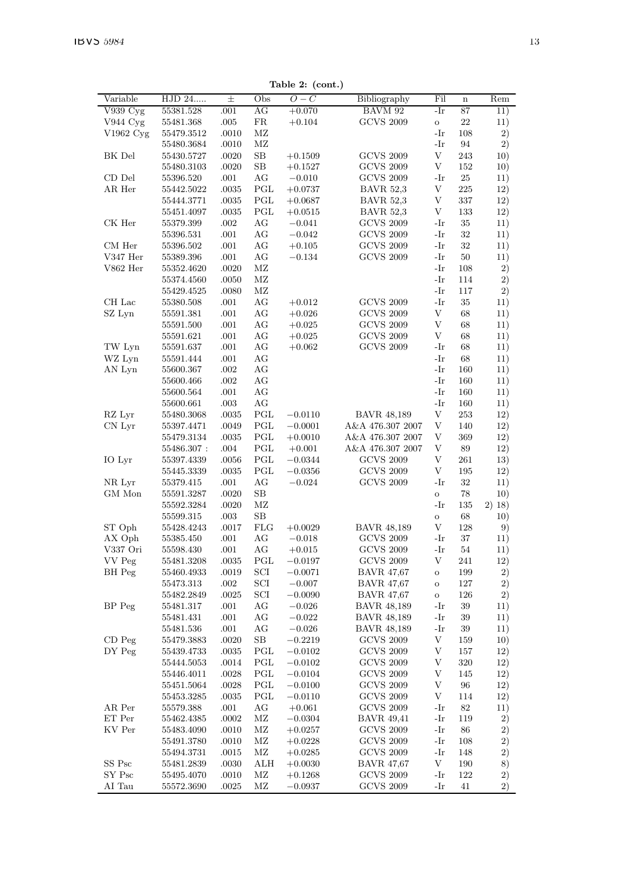**Table 2: (cont.)**

| Variable | HJD 24..... | ± | Obs | $O-C$ | Bibliography | Fil | n | Rem |
|---|---|---|---|---|---|---|---|---|
| V939 Cyg | 55381.528 | .001 | AG | +0.070 | BAVM 92 | -Ir | 87 | 11) |
| V944 Cyg | 55481.368 | .005 | FR | +0.104 | GCVS 2009 | o | 22 | 11) |
| V1962 Cyg | 55479.3512 | .0010 | MZ | | | -Ir | 108 | 2) |
| | 55480.3684 | .0010 | MZ | | | -Ir | 94 | 2) |
| BK Del | 55430.5727 | .0020 | SB | +0.1509 | GCVS 2009 | V | 243 | 10) |
| | 55480.3103 | .0020 | SB | +0.1527 | GCVS 2009 | V | 152 | 10) |
| CD Del | 55396.520 | .001 | AG | −0.010 | GCVS 2009 | -Ir | 25 | 11) |
| AR Her | 55442.5022 | .0035 | PGL | +0.0737 | BAVR 52,3 | V | 225 | 12) |
| | 55444.3771 | .0035 | PGL | +0.0687 | BAVR 52,3 | V | 337 | 12) |
| | 55451.4097 | .0035 | PGL | +0.0515 | BAVR 52,3 | V | 133 | 12) |
| CK Her | 55379.399 | .002 | AG | −0.041 | GCVS 2009 | -Ir | 35 | 11) |
| | 55396.531 | .001 | AG | −0.042 | GCVS 2009 | -Ir | 32 | 11) |
| CM Her | 55396.502 | .001 | AG | +0.105 | GCVS 2009 | -Ir | 32 | 11) |
| V347 Her | 55389.396 | .001 | AG | −0.134 | GCVS 2009 | -Ir | 50 | 11) |
| V862 Her | 55352.4620 | .0020 | MZ | | | -Ir | 108 | 2) |
| | 55374.4560 | .0050 | MZ | | | -Ir | 114 | 2) |
| | 55429.4525 | .0080 | MZ | | | -Ir | 117 | 2) |
| CH Lac | 55380.508 | .001 | AG | +0.012 | GCVS 2009 | -Ir | 35 | 11) |
| SZ Lyn | 55591.381 | .001 | AG | +0.026 | GCVS 2009 | V | 68 | 11) |
| | 55591.500 | .001 | AG | +0.025 | GCVS 2009 | V | 68 | 11) |
| | 55591.621 | .001 | AG | +0.025 | GCVS 2009 | V | 68 | 11) |
| TW Lyn | 55591.637 | .001 | AG | +0.062 | GCVS 2009 | -Ir | 68 | 11) |
| WZ Lyn | 55591.444 | .001 | AG | | | -Ir | 68 | 11) |
| AN Lyn | 55600.367 | .002 | AG | | | -Ir | 160 | 11) |
| | 55600.466 | .002 | AG | | | -Ir | 160 | 11) |
| | 55600.564 | .001 | AG | | | -Ir | 160 | 11) |
| | 55600.661 | .003 | AG | | | -Ir | 160 | 11) |
| RZ Lyr | 55480.3068 | .0035 | PGL | −0.0110 | BAVR 48,189 | V | 253 | 12) |
| CN Lyr | 55397.4471 | .0049 | PGL | −0.0001 | A&A 476.307 2007 | V | 140 | 12) |
| | 55479.3134 | .0035 | PGL | +0.0010 | A&A 476.307 2007 | V | 369 | 12) |
| | 55486.307 : | .004 | PGL | +0.001 | A&A 476.307 2007 | V | 89 | 12) |
| IO Lyr | 55397.4339 | .0056 | PGL | −0.0344 | GCVS 2009 | V | 261 | 13) |
| | 55445.3339 | .0035 | PGL | −0.0356 | GCVS 2009 | V | 195 | 12) |
| NR Lyr | 55379.415 | .001 | AG | −0.024 | GCVS 2009 | -Ir | 32 | 11) |
| GM Mon | 55591.3287 | .0020 | SB | | | o | 78 | 10) |
| | 55592.3284 | .0020 | MZ | | | -Ir | 135 | 2) 18) |
| | 55599.315 | .003 | SB | | | o | 68 | 10) |
| ST Oph | 55428.4243 | .0017 | FLG | +0.0029 | BAVR 48,189 | V | 128 | 9) |
| AX Oph | 55385.450 | .001 | AG | −0.018 | GCVS 2009 | -Ir | 37 | 11) |
| V337 Ori | 55598.430 | .001 | AG | +0.015 | GCVS 2009 | -Ir | 54 | 11) |
| VV Peg | 55481.3208 | .0035 | PGL | −0.0197 | GCVS 2009 | V | 241 | 12) |
| BH Peg | 55460.4933 | .0019 | SCI | −0.0071 | BAVR 47,67 | o | 199 | 2) |
| | 55473.313 | .002 | SCI | −0.007 | BAVR 47,67 | o | 127 | 2) |
| | 55482.2849 | .0025 | SCI | −0.0090 | BAVR 47,67 | o | 126 | 2) |
| BP Peg | 55481.317 | .001 | AG | −0.026 | BAVR 48,189 | -Ir | 39 | 11) |
| | 55481.431 | .001 | AG | −0.022 | BAVR 48,189 | -Ir | 39 | 11) |
| | 55481.536 | .001 | AG | −0.026 | BAVR 48,189 | -Ir | 39 | 11) |
| CD Peg | 55479.3883 | .0020 | SB | −0.2219 | GCVS 2009 | V | 159 | 10) |
| DY Peg | 55439.4733 | .0035 | PGL | −0.0102 | GCVS 2009 | V | 157 | 12) |
| | 55444.5053 | .0014 | PGL | −0.0102 | GCVS 2009 | V | 320 | 12) |
| | 55446.4011 | .0028 | PGL | −0.0104 | GCVS 2009 | V | 145 | 12) |
| | 55451.5064 | .0028 | PGL | −0.0100 | GCVS 2009 | V | 96 | 12) |
| | 55453.3285 | .0035 | PGL | −0.0110 | GCVS 2009 | V | 114 | 12) |
| AR Per | 55579.388 | .001 | AG | +0.061 | GCVS 2009 | -Ir | 82 | 11) |
| ET Per | 55462.4385 | .0002 | MZ | −0.0304 | BAVR 49,41 | -Ir | 119 | 2) |
| KV Per | 55483.4090 | .0010 | MZ | +0.0257 | GCVS 2009 | -Ir | 86 | 2) |
| | 55491.3780 | .0010 | MZ | +0.0228 | GCVS 2009 | -Ir | 108 | 2) |
| | 55494.3731 | .0015 | MZ | +0.0285 | GCVS 2009 | -Ir | 148 | 2) |
| SS Psc | 55481.2839 | .0030 | ALH | +0.0030 | BAVR 47,67 | V | 190 | 8) |
| SY Psc | 55495.4070 | .0010 | MZ | +0.1268 | GCVS 2009 | -Ir | 122 | 2) |
| AI Tau | 55572.3690 | .0025 | MZ | −0.0937 | GCVS 2009 | -Ir | 41 | 2) |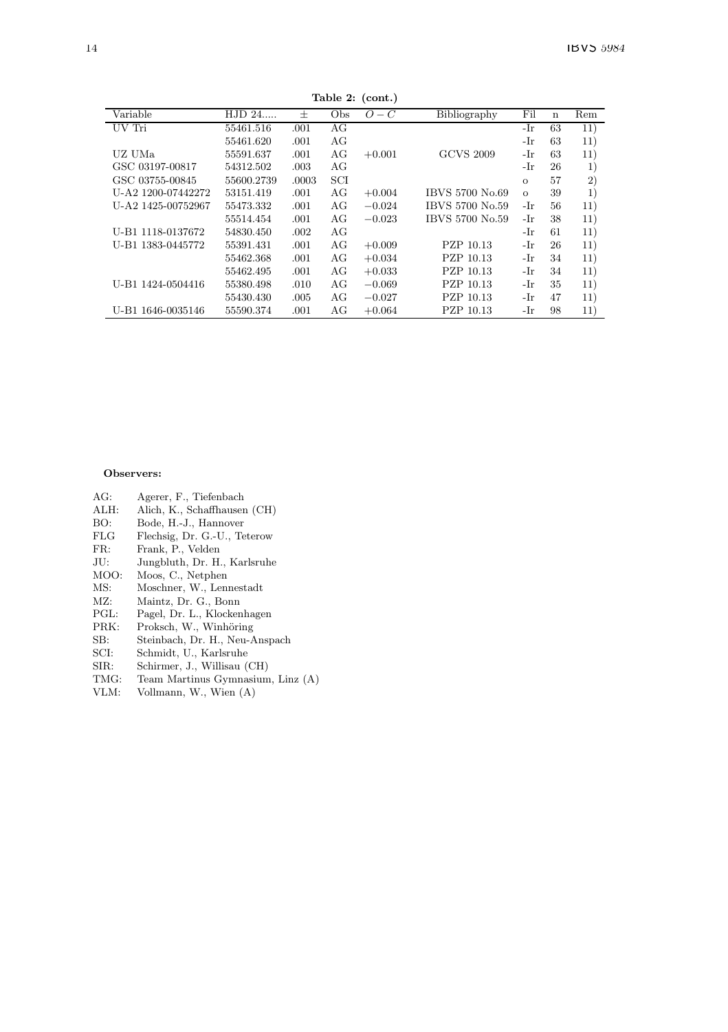**Table 2: (cont.)**

| Variable | HJD 24..... | ± | Obs | $O-C$ | Bibliography | Fil | n | Rem |
|---|---|---|---|---|---|---|---|---|
| UV Tri | 55461.516 | .001 | AG | | | -Ir | 63 | 11) |
| | 55461.620 | .001 | AG | | | -Ir | 63 | 11) |
| UZ UMa | 55591.637 | .001 | AG | +0.001 | GCVS 2009 | -Ir | 63 | 11) |
| GSC 03197-00817 | 54312.502 | .003 | AG | | | -Ir | 26 | 1) |
| GSC 03755-00845 | 55600.2739 | .0003 | SCI | | | o | 57 | 2) |
| U-A2 1200-07442272 | 53151.419 | .001 | AG | +0.004 | IBVS 5700 No.69 | o | 39 | 1) |
| U-A2 1425-00752967 | 55473.332 | .001 | AG | −0.024 | IBVS 5700 No.59 | -Ir | 56 | 11) |
| | 55514.454 | .001 | AG | −0.023 | IBVS 5700 No.59 | -Ir | 38 | 11) |
| U-B1 1118-0137672 | 54830.450 | .002 | AG | | | -Ir | 61 | 11) |
| U-B1 1383-0445772 | 55391.431 | .001 | AG | +0.009 | PZP 10.13 | -Ir | 26 | 11) |
| | 55462.368 | .001 | AG | +0.034 | PZP 10.13 | -Ir | 34 | 11) |
| | 55462.495 | .001 | AG | +0.033 | PZP 10.13 | -Ir | 34 | 11) |
| U-B1 1424-0504416 | 55380.498 | .010 | AG | −0.069 | PZP 10.13 | -Ir | 35 | 11) |
| | 55430.430 | .005 | AG | −0.027 | PZP 10.13 | -Ir | 47 | 11) |
| U-B1 1646-0035146 | 55590.374 | .001 | AG | +0.064 | PZP 10.13 | -Ir | 98 | 11) |

**Observers:**

- AG: Agerer, F., Tiefenbach
- ALH: Alich, K., Schaffhausen (CH)
- BO: Bode, H.-J., Hannover
- FLG Flechsig, Dr. G.-U., Teterow
- FR: Frank, P., Velden
- JU: Jungbluth, Dr. H., Karlsruhe
- MOO: Moos, C., Netphen
- MS: Moschner, W., Lennestadt
- MZ: Maintz, Dr. G., Bonn
- PGL: Pagel, Dr. L., Klockenhagen
- PRK: Proksch, W., Winhöring
- SB: Steinbach, Dr. H., Neu-Anspach
- SCI: Schmidt, U., Karlsruhe
- SIR: Schirmer, J., Willisau (CH)
- TMG: Team Martinus Gymnasium, Linz (A)
- VLM: Vollmann, W., Wien (A)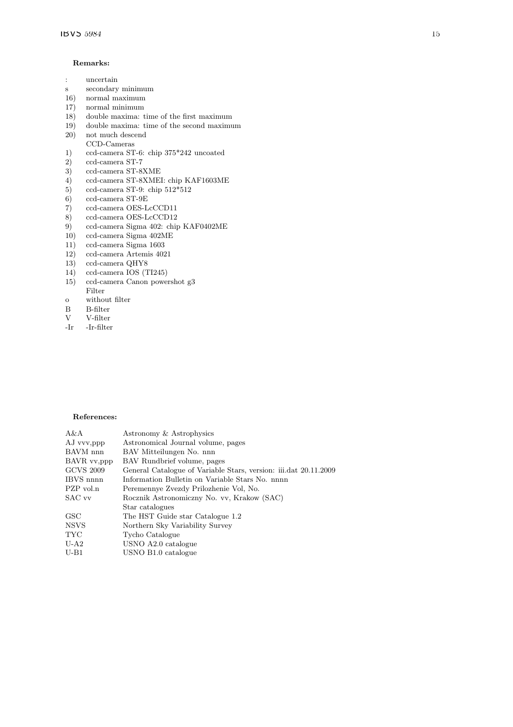**Remarks:**

| | |
|---|---|
| : | uncertain |
| s | secondary minimum |
| 16) | normal maximum |
| 17) | normal minimum |
| 18) | double maxima: time of the first maximum |
| 19) | double maxima: time of the second maximum |
| 20) | not much descend |
| | CCD-Cameras |
| 1) | ccd-camera ST-6: chip 375*242 uncoated |
| 2) | ccd-camera ST-7 |
| 3) | ccd-camera ST-8XME |
| 4) | ccd-camera ST-8XMEI: chip KAF1603ME |
| 5) | ccd-camera ST-9: chip 512*512 |
| 6) | ccd-camera ST-9E |
| 7) | ccd-camera OES-LcCCD11 |
| 8) | ccd-camera OES-LcCCD12 |
| 9) | ccd-camera Sigma 402: chip KAF0402ME |
| 10) | ccd-camera Sigma 402ME |
| 11) | ccd-camera Sigma 1603 |
| 12) | ccd-camera Artemis 4021 |
| 13) | ccd-camera QHY8 |
| 14) | ccd-camera IOS (TI245) |
| 15) | ccd-camera Canon powershot g3 |
| | Filter |
| o | without filter |
| B | B-filter |
| V | V-filter |
| -Ir | -Ir-filter |

**References:**

| | |
|---|---|
| A&A | Astronomy & Astrophysics |
| AJ vvv,ppp | Astronomical Journal volume, pages |
| BAVM nnn | BAV Mitteilungen No. nnn |
| BAVR vv,ppp | BAV Rundbrief volume, pages |
| GCVS 2009 | General Catalogue of Variable Stars, version: iii.dat 20.11.2009 |
| IBVS nnnn | Information Bulletin on Variable Stars No. nnnn |
| PZP vol.n | Peremennye Zvezdy Prilozhenie Vol, No. |
| SAC vv | Rocznik Astronomiczny No. vv, Krakow (SAC) |
| | Star catalogues |
| GSC | The HST Guide star Catalogue 1.2 |
| NSVS | Northern Sky Variability Survey |
| TYC | Tycho Catalogue |
| U-A2 | USNO A2.0 catalogue |
| U-B1 | USNO B1.0 catalogue |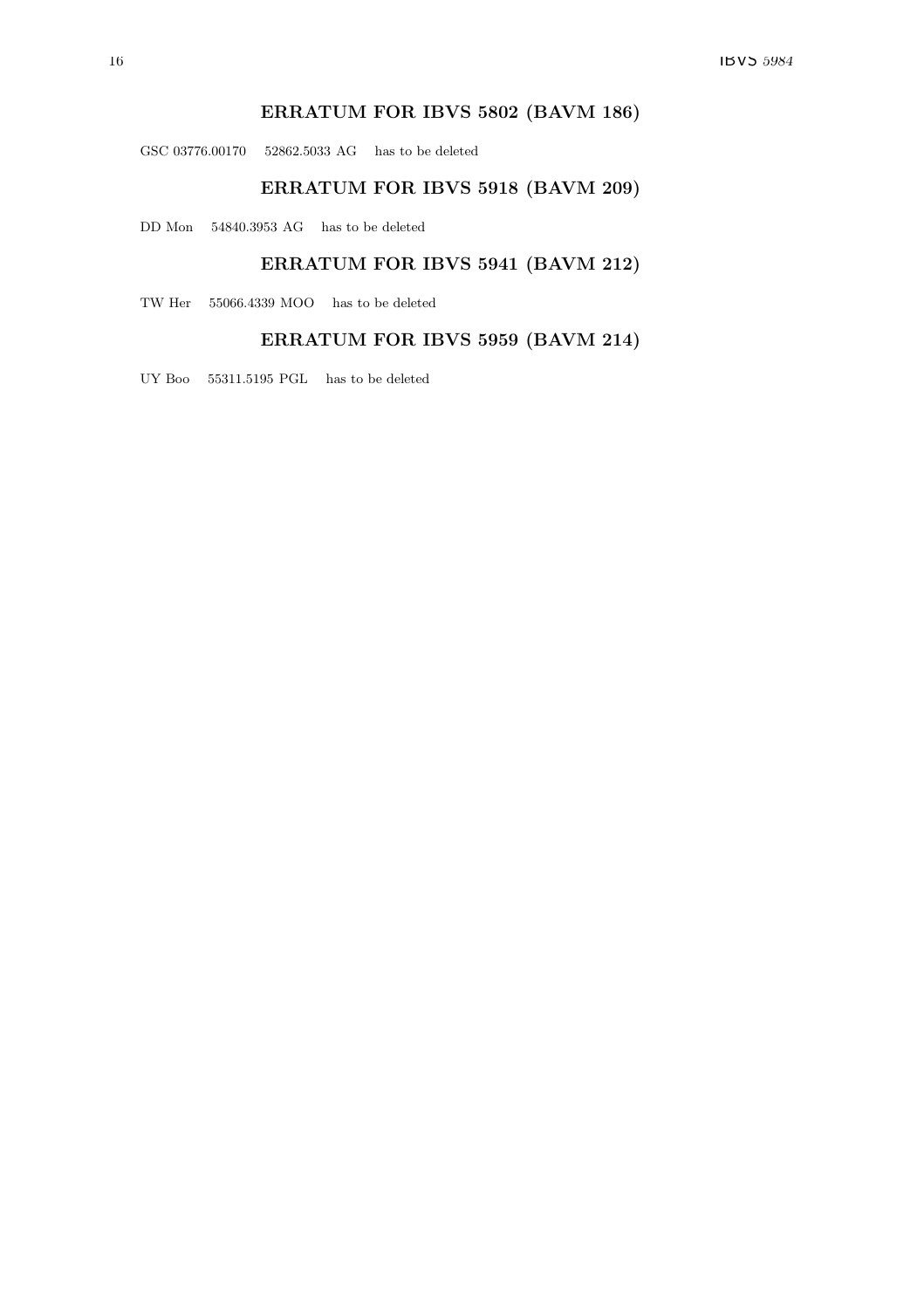## ERRATUM FOR IBVS 5802 (BAVM 186)

GSC 03776.00170  52862.5033 AG  has to be deleted

## ERRATUM FOR IBVS 5918 (BAVM 209)

DD Mon  54840.3953 AG  has to be deleted

## ERRATUM FOR IBVS 5941 (BAVM 212)

TW Her  55066.4339 MOO  has to be deleted

## ERRATUM FOR IBVS 5959 (BAVM 214)

UY Boo  55311.5195 PGL  has to be deleted